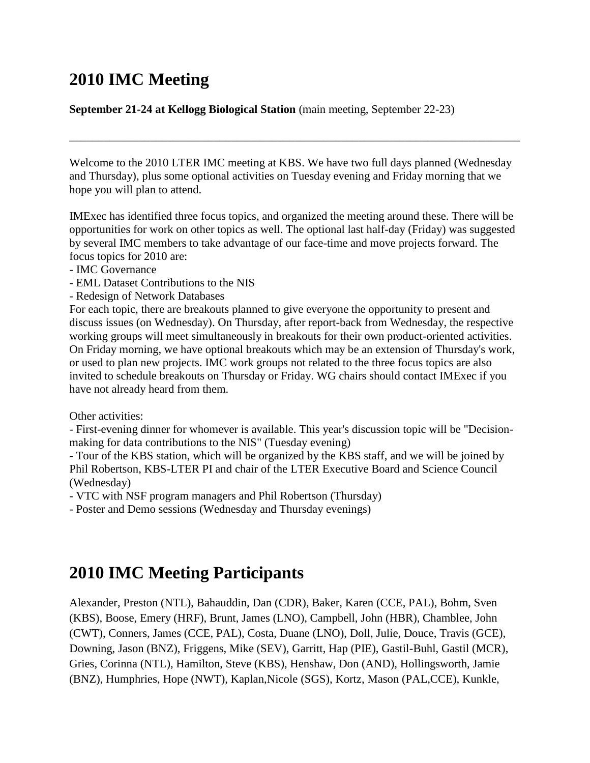# 2010 IMC Meeting

**September 21-24 at Kellogg Biological Station** (main meeting, September 22-23)

---

Welcome to the 2010 LTER IMC meeting at KBS. We have two full days planned (Wednesday and Thursday), plus some optional activities on Tuesday evening and Friday morning that we hope you will plan to attend.

IMExec has identified three focus topics, and organized the meeting around these. There will be opportunities for work on other topics as well. The optional last half-day (Friday) was suggested by several IMC members to take advantage of our face-time and move projects forward. The focus topics for 2010 are:

- IMC Governance
- EML Dataset Contributions to the NIS
- Redesign of Network Databases

For each topic, there are breakouts planned to give everyone the opportunity to present and discuss issues (on Wednesday). On Thursday, after report-back from Wednesday, the respective working groups will meet simultaneously in breakouts for their own product-oriented activities. On Friday morning, we have optional breakouts which may be an extension of Thursday's work, or used to plan new projects. IMC work groups not related to the three focus topics are also invited to schedule breakouts on Thursday or Friday. WG chairs should contact IMExec if you have not already heard from them.

Other activities:

- First-evening dinner for whomever is available. This year's discussion topic will be "Decision-making for data contributions to the NIS" (Tuesday evening)
- Tour of the KBS station, which will be organized by the KBS staff, and we will be joined by Phil Robertson, KBS-LTER PI and chair of the LTER Executive Board and Science Council (Wednesday)
- VTC with NSF program managers and Phil Robertson (Thursday)
- Poster and Demo sessions (Wednesday and Thursday evenings)

# 2010 IMC Meeting Participants

Alexander, Preston (NTL), Bahauddin, Dan (CDR), Baker, Karen (CCE, PAL), Bohm, Sven (KBS), Boose, Emery (HRF), Brunt, James (LNO), Campbell, John (HBR), Chamblee, John (CWT), Conners, James (CCE, PAL), Costa, Duane (LNO), Doll, Julie, Douce, Travis (GCE), Downing, Jason (BNZ), Friggens, Mike (SEV), Garritt, Hap (PIE), Gastil-Buhl, Gastil (MCR), Gries, Corinna (NTL), Hamilton, Steve (KBS), Henshaw, Don (AND), Hollingsworth, Jamie (BNZ), Humphries, Hope (NWT), Kaplan,Nicole (SGS), Kortz, Mason (PAL,CCE), Kunkle,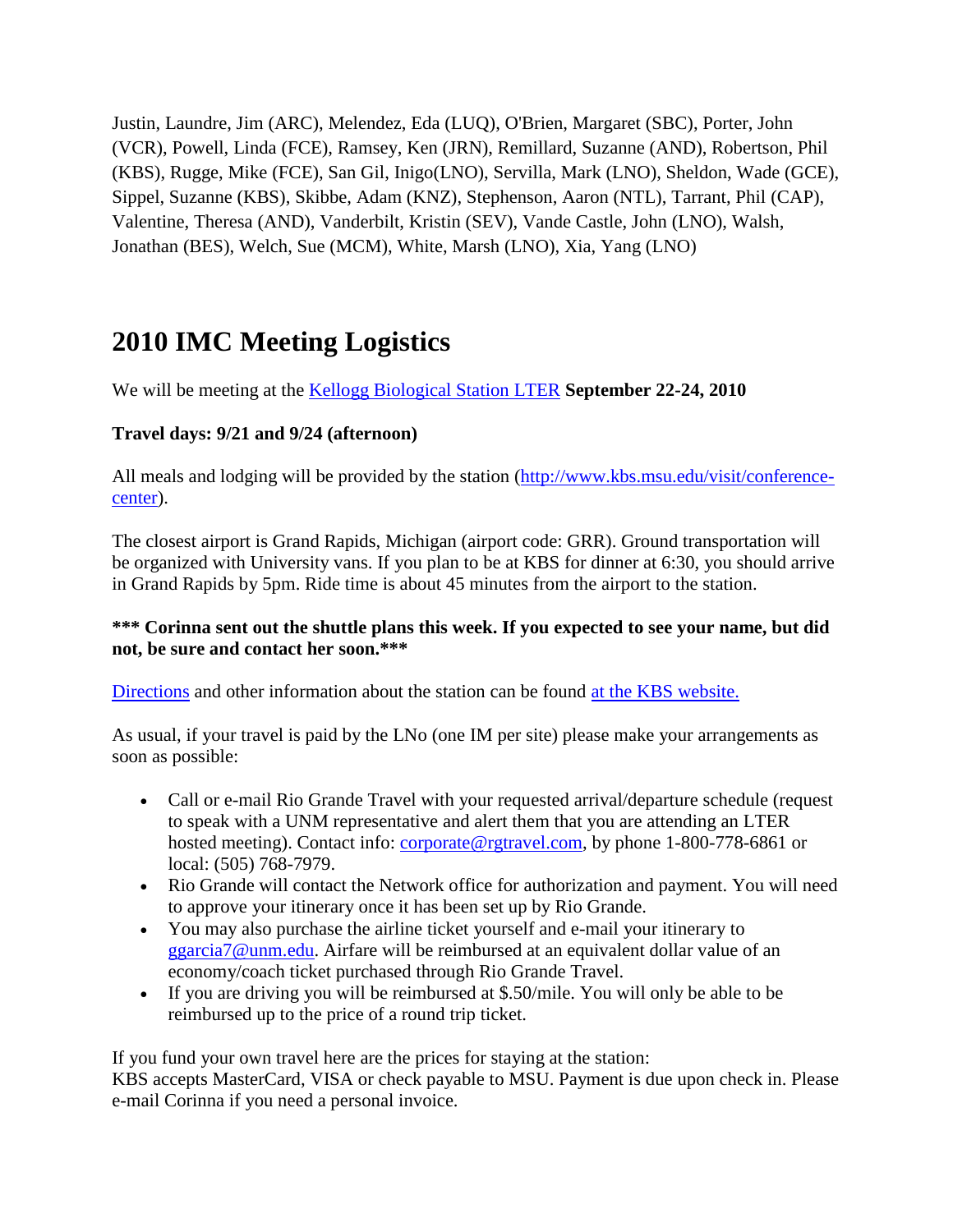Justin, Laundre, Jim (ARC), Melendez, Eda (LUQ), O'Brien, Margaret (SBC), Porter, John (VCR), Powell, Linda (FCE), Ramsey, Ken (JRN), Remillard, Suzanne (AND), Robertson, Phil (KBS), Rugge, Mike (FCE), San Gil, Inigo(LNO), Servilla, Mark (LNO), Sheldon, Wade (GCE), Sippel, Suzanne (KBS), Skibbe, Adam (KNZ), Stephenson, Aaron (NTL), Tarrant, Phil (CAP), Valentine, Theresa (AND), Vanderbilt, Kristin (SEV), Vande Castle, John (LNO), Walsh, Jonathan (BES), Welch, Sue (MCM), White, Marsh (LNO), Xia, Yang (LNO)

## 2010 IMC Meeting Logistics

We will be meeting at the [Kellogg Biological Station LTER](Kellogg Biological Station LTER) **September 22-24, 2010**

**Travel days: 9/21 and 9/24 (afternoon)**

All meals and lodging will be provided by the station ([http://www.kbs.msu.edu/visit/conference-center](http://www.kbs.msu.edu/visit/conference-center)).

The closest airport is Grand Rapids, Michigan (airport code: GRR). Ground transportation will be organized with University vans. If you plan to be at KBS for dinner at 6:30, you should arrive in Grand Rapids by 5pm. Ride time is about 45 minutes from the airport to the station.

**\*\*\* Corinna sent out the shuttle plans this week. If you expected to see your name, but did not, be sure and contact her soon.\*\*\***

Directions and other information about the station can be found at the KBS website.

As usual, if your travel is paid by the LNo (one IM per site) please make your arrangements as soon as possible:

- Call or e-mail Rio Grande Travel with your requested arrival/departure schedule (request to speak with a UNM representative and alert them that you are attending an LTER hosted meeting). Contact info: corporate@rgtravel.com, by phone 1-800-778-6861 or local: (505) 768-7979.
- Rio Grande will contact the Network office for authorization and payment. You will need to approve your itinerary once it has been set up by Rio Grande.
- You may also purchase the airline ticket yourself and e-mail your itinerary to ggarcia7@unm.edu. Airfare will be reimbursed at an equivalent dollar value of an economy/coach ticket purchased through Rio Grande Travel.
- If you are driving you will be reimbursed at $.50/mile. You will only be able to be reimbursed up to the price of a round trip ticket.

If you fund your own travel here are the prices for staying at the station:
KBS accepts MasterCard, VISA or check payable to MSU. Payment is due upon check in. Please e-mail Corinna if you need a personal invoice.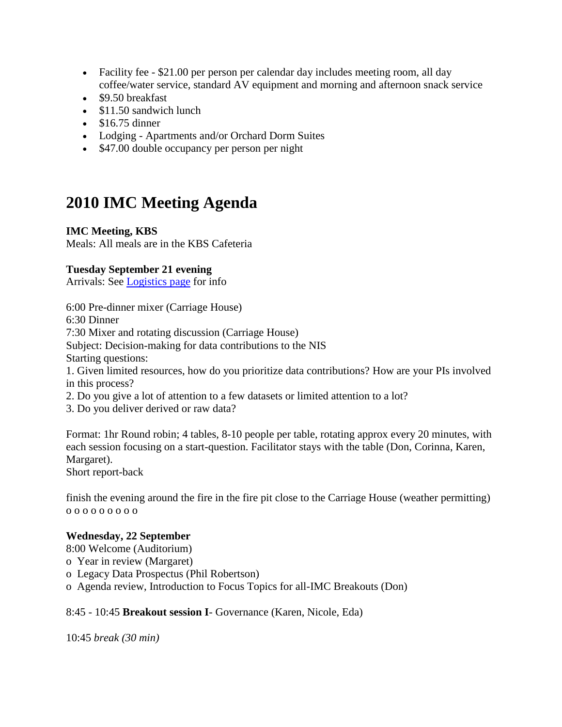- Facility fee - $21.00 per person per calendar day includes meeting room, all day coffee/water service, standard AV equipment and morning and afternoon snack service
- $9.50 breakfast
- $11.50 sandwich lunch
- $16.75 dinner
- Lodging - Apartments and/or Orchard Dorm Suites
- $47.00 double occupancy per person per night

# 2010 IMC Meeting Agenda

**IMC Meeting, KBS**
Meals: All meals are in the KBS Cafeteria

**Tuesday September 21 evening**
Arrivals: See Logistics page for info

6:00 Pre-dinner mixer (Carriage House)
6:30 Dinner
7:30 Mixer and rotating discussion (Carriage House)
Subject: Decision-making for data contributions to the NIS
Starting questions:
1. Given limited resources, how do you prioritize data contributions? How are your PIs involved in this process?
2. Do you give a lot of attention to a few datasets or limited attention to a lot?
3. Do you deliver derived or raw data?

Format: 1hr Round robin; 4 tables, 8-10 people per table, rotating approx every 20 minutes, with each session focusing on a start-question. Facilitator stays with the table (Don, Corinna, Karen, Margaret).
Short report-back

finish the evening around the fire in the fire pit close to the Carriage House (weather permitting)
o o o o o o o o o

**Wednesday, 22 September**
8:00 Welcome (Auditorium)
o Year in review (Margaret)
o Legacy Data Prospectus (Phil Robertson)
o Agenda review, Introduction to Focus Topics for all-IMC Breakouts (Don)

8:45 - 10:45 **Breakout session I**- Governance (Karen, Nicole, Eda)

10:45 *break (30 min)*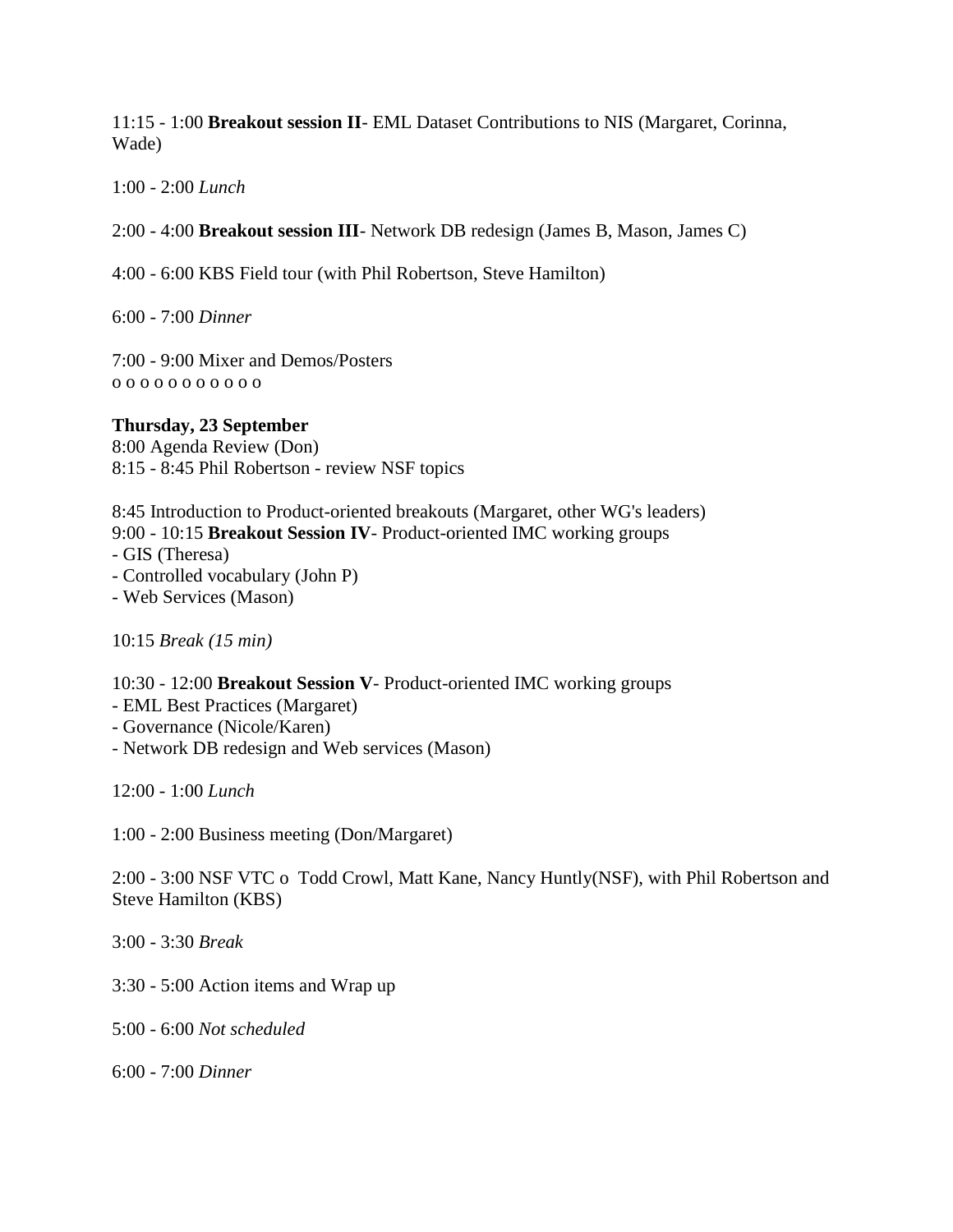11:15 - 1:00 **Breakout session II**- EML Dataset Contributions to NIS (Margaret, Corinna, Wade)

1:00 - 2:00 *Lunch*

2:00 - 4:00 **Breakout session III**- Network DB redesign (James B, Mason, James C)

4:00 - 6:00 KBS Field tour (with Phil Robertson, Steve Hamilton)

6:00 - 7:00 *Dinner*

7:00 - 9:00 Mixer and Demos/Posters
o o o o o o o o o o o

**Thursday, 23 September**
8:00 Agenda Review (Don)
8:15 - 8:45 Phil Robertson - review NSF topics

8:45 Introduction to Product-oriented breakouts (Margaret, other WG's leaders)
9:00 - 10:15 **Breakout Session IV**- Product-oriented IMC working groups
- GIS (Theresa)
- Controlled vocabulary (John P)
- Web Services (Mason)

10:15 *Break (15 min)*

10:30 - 12:00 **Breakout Session V**- Product-oriented IMC working groups
- EML Best Practices (Margaret)
- Governance (Nicole/Karen)
- Network DB redesign and Web services (Mason)

12:00 - 1:00 *Lunch*

1:00 - 2:00 Business meeting (Don/Margaret)

2:00 - 3:00 NSF VTC o Todd Crowl, Matt Kane, Nancy Huntly(NSF), with Phil Robertson and Steve Hamilton (KBS)

3:00 - 3:30 *Break*

3:30 - 5:00 Action items and Wrap up

5:00 - 6:00 *Not scheduled*

6:00 - 7:00 *Dinner*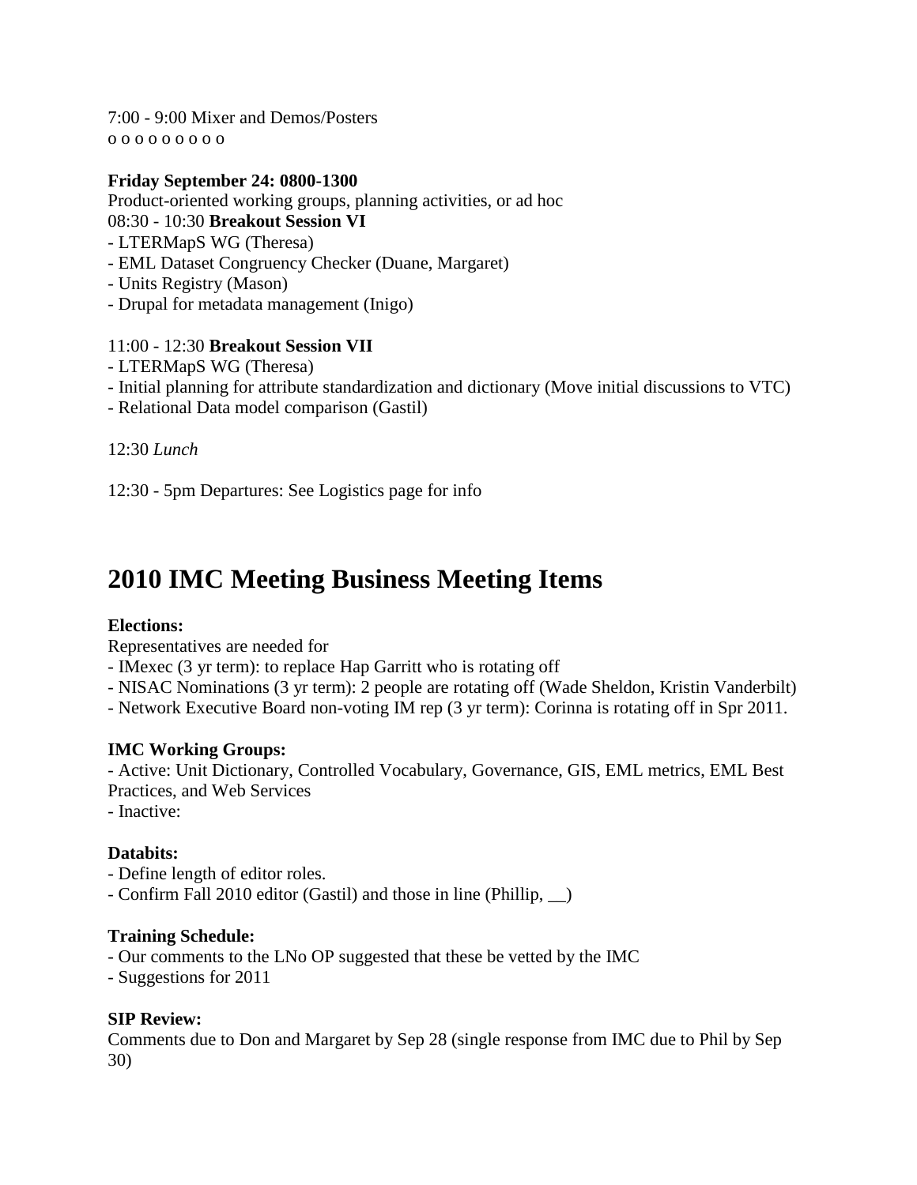7:00 - 9:00 Mixer and Demos/Posters
o o o o o o o o o

**Friday September 24: 0800-1300**
Product-oriented working groups, planning activities, or ad hoc
08:30 - 10:30 **Breakout Session VI**
- LTERMapS WG (Theresa)
- EML Dataset Congruency Checker (Duane, Margaret)
- Units Registry (Mason)
- Drupal for metadata management (Inigo)

11:00 - 12:30 **Breakout Session VII**
- LTERMapS WG (Theresa)
- Initial planning for attribute standardization and dictionary (Move initial discussions to VTC)
- Relational Data model comparison (Gastil)

12:30 *Lunch*

12:30 - 5pm Departures: See Logistics page for info

# 2010 IMC Meeting Business Meeting Items

**Elections:**
Representatives are needed for
- IMexec (3 yr term): to replace Hap Garritt who is rotating off
- NISAC Nominations (3 yr term): 2 people are rotating off (Wade Sheldon, Kristin Vanderbilt)
- Network Executive Board non-voting IM rep (3 yr term): Corinna is rotating off in Spr 2011.

**IMC Working Groups:**
- Active: Unit Dictionary, Controlled Vocabulary, Governance, GIS, EML metrics, EML Best Practices, and Web Services
- Inactive:

**Databits:**
- Define length of editor roles.
- Confirm Fall 2010 editor (Gastil) and those in line (Phillip, __)

**Training Schedule:**
- Our comments to the LNo OP suggested that these be vetted by the IMC
- Suggestions for 2011

**SIP Review:**
Comments due to Don and Margaret by Sep 28 (single response from IMC due to Phil by Sep 30)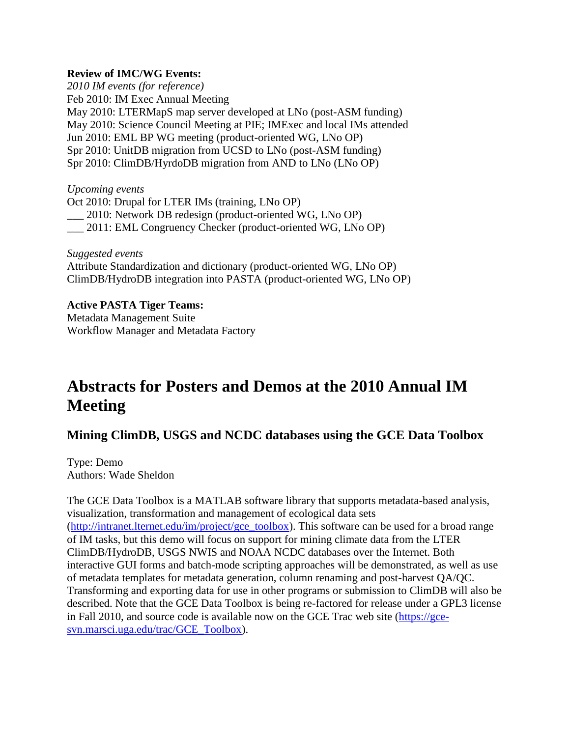**Review of IMC/WG Events:**

*2010 IM events (for reference)*
Feb 2010: IM Exec Annual Meeting
May 2010: LTERMapS map server developed at LNo (post-ASM funding)
May 2010: Science Council Meeting at PIE; IMExec and local IMs attended
Jun 2010: EML BP WG meeting (product-oriented WG, LNo OP)
Spr 2010: UnitDB migration from UCSD to LNo (post-ASM funding)
Spr 2010: ClimDB/HyrdoDB migration from AND to LNo (LNo OP)

*Upcoming events*
Oct 2010: Drupal for LTER IMs (training, LNo OP)
___ 2010: Network DB redesign (product-oriented WG, LNo OP)
___ 2011: EML Congruency Checker (product-oriented WG, LNo OP)

*Suggested events*
Attribute Standardization and dictionary (product-oriented WG, LNo OP)
ClimDB/HydroDB integration into PASTA (product-oriented WG, LNo OP)

**Active PASTA Tiger Teams:**
Metadata Management Suite
Workflow Manager and Metadata Factory

# Abstracts for Posters and Demos at the 2010 Annual IM Meeting

## Mining ClimDB, USGS and NCDC databases using the GCE Data Toolbox

Type: Demo
Authors: Wade Sheldon

The GCE Data Toolbox is a MATLAB software library that supports metadata-based analysis, visualization, transformation and management of ecological data sets (http://intranet.lternet.edu/im/project/gce_toolbox). This software can be used for a broad range of IM tasks, but this demo will focus on support for mining climate data from the LTER ClimDB/HydroDB, USGS NWIS and NOAA NCDC databases over the Internet. Both interactive GUI forms and batch-mode scripting approaches will be demonstrated, as well as use of metadata templates for metadata generation, column renaming and post-harvest QA/QC. Transforming and exporting data for use in other programs or submission to ClimDB will also be described. Note that the GCE Data Toolbox is being re-factored for release under a GPL3 license in Fall 2010, and source code is available now on the GCE Trac web site (https://gce-svn.marsci.uga.edu/trac/GCE_Toolbox).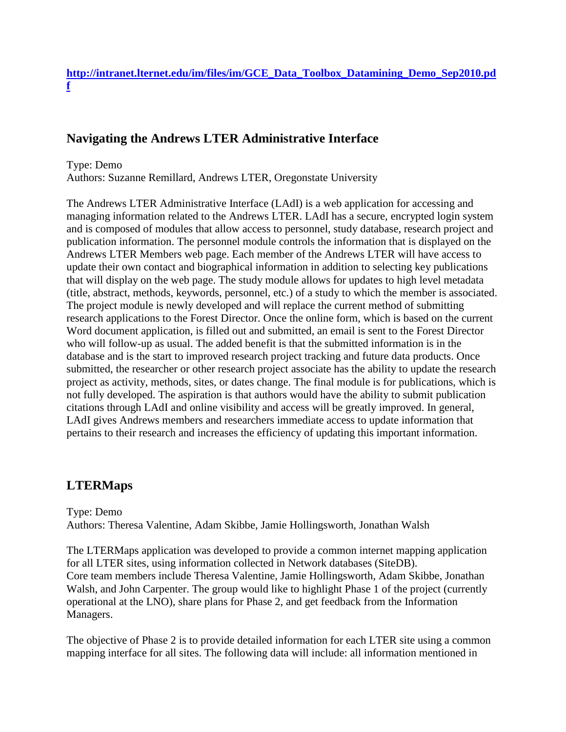**[http://intranet.lternet.edu/im/files/im/GCE_Data_Toolbox_Datamining_Demo_Sep2010.pdf](http://intranet.lternet.edu/im/files/im/GCE_Data_Toolbox_Datamining_Demo_Sep2010.pdf)**

## Navigating the Andrews LTER Administrative Interface

Type: Demo
Authors: Suzanne Remillard, Andrews LTER, Oregonstate University

The Andrews LTER Administrative Interface (LAdI) is a web application for accessing and managing information related to the Andrews LTER. LAdI has a secure, encrypted login system and is composed of modules that allow access to personnel, study database, research project and publication information. The personnel module controls the information that is displayed on the Andrews LTER Members web page. Each member of the Andrews LTER will have access to update their own contact and biographical information in addition to selecting key publications that will display on the web page. The study module allows for updates to high level metadata (title, abstract, methods, keywords, personnel, etc.) of a study to which the member is associated. The project module is newly developed and will replace the current method of submitting research applications to the Forest Director. Once the online form, which is based on the current Word document application, is filled out and submitted, an email is sent to the Forest Director who will follow-up as usual. The added benefit is that the submitted information is in the database and is the start to improved research project tracking and future data products. Once submitted, the researcher or other research project associate has the ability to update the research project as activity, methods, sites, or dates change. The final module is for publications, which is not fully developed. The aspiration is that authors would have the ability to submit publication citations through LAdI and online visibility and access will be greatly improved. In general, LAdI gives Andrews members and researchers immediate access to update information that pertains to their research and increases the efficiency of updating this important information.

## LTERMaps

Type: Demo
Authors: Theresa Valentine, Adam Skibbe, Jamie Hollingsworth, Jonathan Walsh

The LTERMaps application was developed to provide a common internet mapping application for all LTER sites, using information collected in Network databases (SiteDB).
Core team members include Theresa Valentine, Jamie Hollingsworth, Adam Skibbe, Jonathan Walsh, and John Carpenter. The group would like to highlight Phase 1 of the project (currently operational at the LNO), share plans for Phase 2, and get feedback from the Information Managers.

The objective of Phase 2 is to provide detailed information for each LTER site using a common mapping interface for all sites. The following data will include: all information mentioned in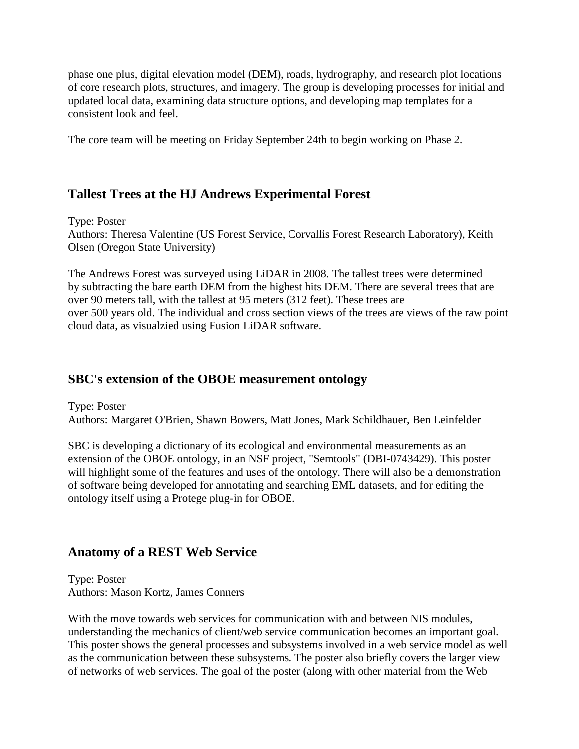phase one plus, digital elevation model (DEM), roads, hydrography, and research plot locations of core research plots, structures, and imagery. The group is developing processes for initial and updated local data, examining data structure options, and developing map templates for a consistent look and feel.

The core team will be meeting on Friday September 24th to begin working on Phase 2.

## Tallest Trees at the HJ Andrews Experimental Forest

Type: Poster
Authors: Theresa Valentine (US Forest Service, Corvallis Forest Research Laboratory), Keith Olsen (Oregon State University)

The Andrews Forest was surveyed using LiDAR in 2008. The tallest trees were determined by subtracting the bare earth DEM from the highest hits DEM. There are several trees that are over 90 meters tall, with the tallest at 95 meters (312 feet). These trees are over 500 years old. The individual and cross section views of the trees are views of the raw point cloud data, as visualzied using Fusion LiDAR software.

## SBC's extension of the OBOE measurement ontology

Type: Poster
Authors: Margaret O'Brien, Shawn Bowers, Matt Jones, Mark Schildhauer, Ben Leinfelder

SBC is developing a dictionary of its ecological and environmental measurements as an extension of the OBOE ontology, in an NSF project, "Semtools" (DBI-0743429). This poster will highlight some of the features and uses of the ontology. There will also be a demonstration of software being developed for annotating and searching EML datasets, and for editing the ontology itself using a Protege plug-in for OBOE.

## Anatomy of a REST Web Service

Type: Poster
Authors: Mason Kortz, James Conners

With the move towards web services for communication with and between NIS modules, understanding the mechanics of client/web service communication becomes an important goal. This poster shows the general processes and subsystems involved in a web service model as well as the communication between these subsystems. The poster also briefly covers the larger view of networks of web services. The goal of the poster (along with other material from the Web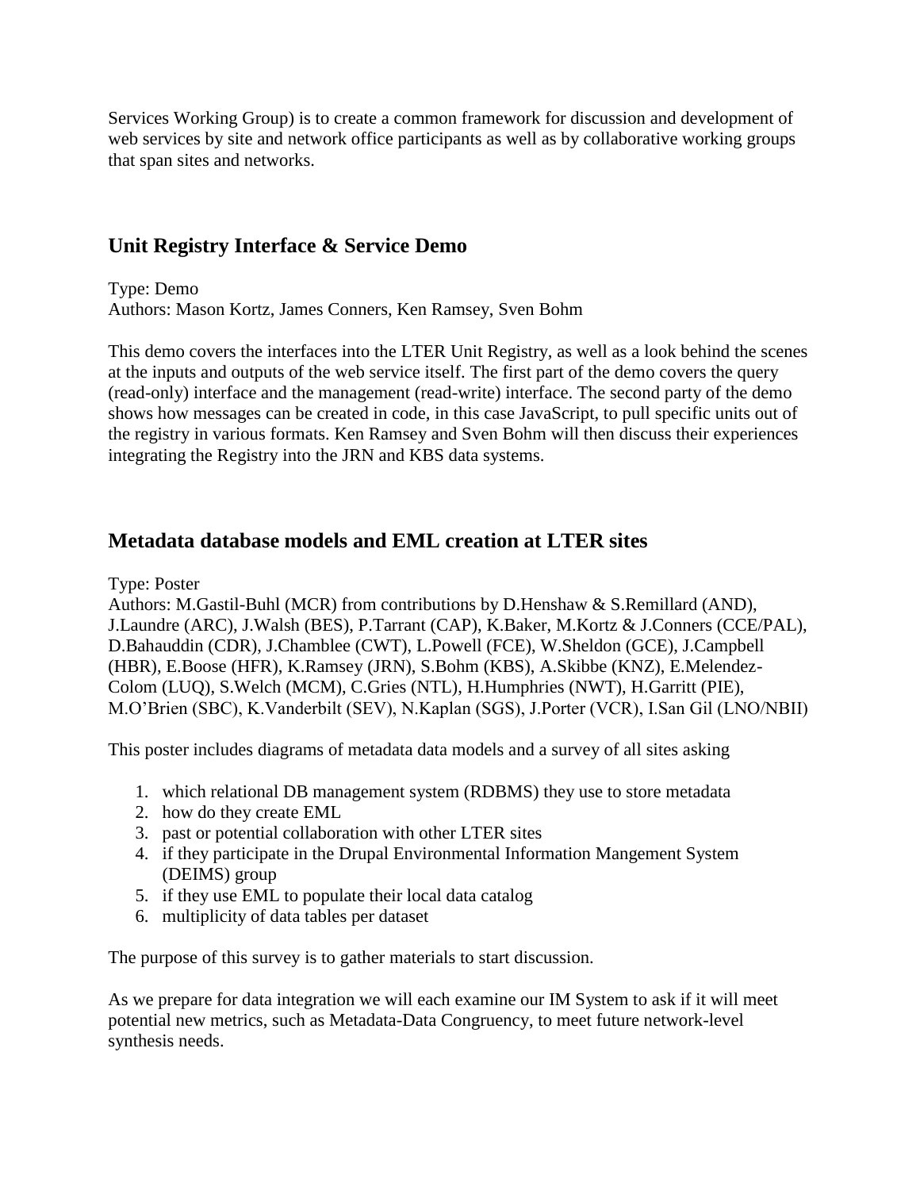Services Working Group) is to create a common framework for discussion and development of web services by site and network office participants as well as by collaborative working groups that span sites and networks.

## Unit Registry Interface & Service Demo

Type: Demo
Authors: Mason Kortz, James Conners, Ken Ramsey, Sven Bohm

This demo covers the interfaces into the LTER Unit Registry, as well as a look behind the scenes at the inputs and outputs of the web service itself. The first part of the demo covers the query (read-only) interface and the management (read-write) interface. The second party of the demo shows how messages can be created in code, in this case JavaScript, to pull specific units out of the registry in various formats. Ken Ramsey and Sven Bohm will then discuss their experiences integrating the Registry into the JRN and KBS data systems.

## Metadata database models and EML creation at LTER sites

Type: Poster
Authors: M.Gastil-Buhl (MCR) from contributions by D.Henshaw & S.Remillard (AND), J.Laundre (ARC), J.Walsh (BES), P.Tarrant (CAP), K.Baker, M.Kortz & J.Conners (CCE/PAL), D.Bahauddin (CDR), J.Chamblee (CWT), L.Powell (FCE), W.Sheldon (GCE), J.Campbell (HBR), E.Boose (HFR), K.Ramsey (JRN), S.Bohm (KBS), A.Skibbe (KNZ), E.Melendez-Colom (LUQ), S.Welch (MCM), C.Gries (NTL), H.Humphries (NWT), H.Garritt (PIE), M.O'Brien (SBC), K.Vanderbilt (SEV), N.Kaplan (SGS), J.Porter (VCR), I.San Gil (LNO/NBII)

This poster includes diagrams of metadata data models and a survey of all sites asking

1. which relational DB management system (RDBMS) they use to store metadata
2. how do they create EML
3. past or potential collaboration with other LTER sites
4. if they participate in the Drupal Environmental Information Mangement System (DEIMS) group
5. if they use EML to populate their local data catalog
6. multiplicity of data tables per dataset

The purpose of this survey is to gather materials to start discussion.

As we prepare for data integration we will each examine our IM System to ask if it will meet potential new metrics, such as Metadata-Data Congruency, to meet future network-level synthesis needs.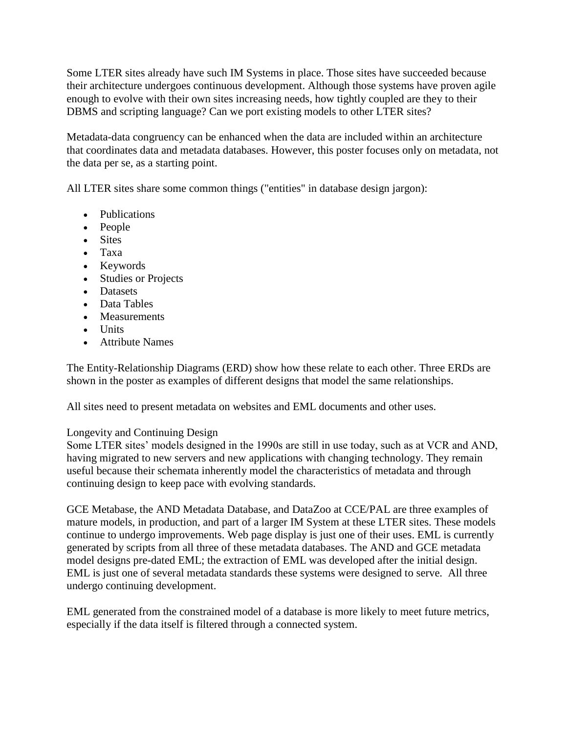Some LTER sites already have such IM Systems in place. Those sites have succeeded because their architecture undergoes continuous development. Although those systems have proven agile enough to evolve with their own sites increasing needs, how tightly coupled are they to their DBMS and scripting language? Can we port existing models to other LTER sites?

Metadata-data congruency can be enhanced when the data are included within an architecture that coordinates data and metadata databases. However, this poster focuses only on metadata, not the data per se, as a starting point.

All LTER sites share some common things ("entities" in database design jargon):

- Publications
- People
- Sites
- Taxa
- Keywords
- Studies or Projects
- Datasets
- Data Tables
- Measurements
- Units
- Attribute Names

The Entity-Relationship Diagrams (ERD) show how these relate to each other. Three ERDs are shown in the poster as examples of different designs that model the same relationships.

All sites need to present metadata on websites and EML documents and other uses.

Longevity and Continuing Design

Some LTER sites' models designed in the 1990s are still in use today, such as at VCR and AND, having migrated to new servers and new applications with changing technology. They remain useful because their schemata inherently model the characteristics of metadata and through continuing design to keep pace with evolving standards.

GCE Metabase, the AND Metadata Database, and DataZoo at CCE/PAL are three examples of mature models, in production, and part of a larger IM System at these LTER sites. These models continue to undergo improvements. Web page display is just one of their uses. EML is currently generated by scripts from all three of these metadata databases. The AND and GCE metadata model designs pre-dated EML; the extraction of EML was developed after the initial design. EML is just one of several metadata standards these systems were designed to serve. All three undergo continuing development.

EML generated from the constrained model of a database is more likely to meet future metrics, especially if the data itself is filtered through a connected system.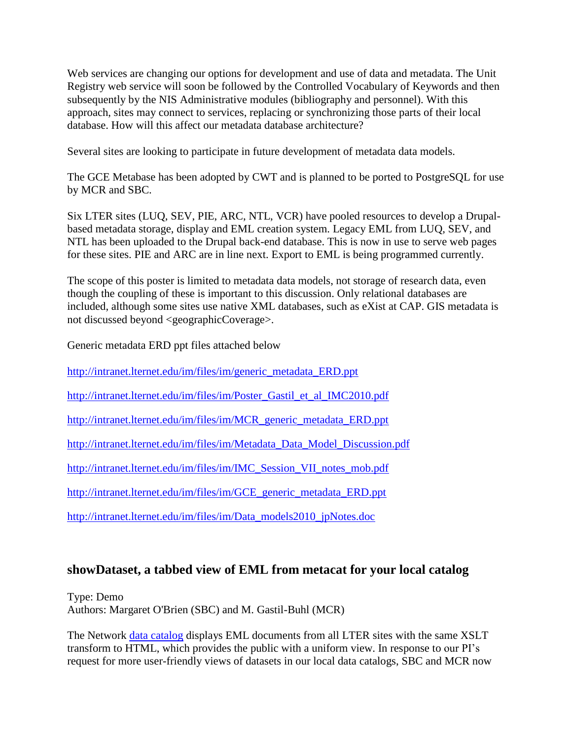Web services are changing our options for development and use of data and metadata. The Unit Registry web service will soon be followed by the Controlled Vocabulary of Keywords and then subsequently by the NIS Administrative modules (bibliography and personnel). With this approach, sites may connect to services, replacing or synchronizing those parts of their local database. How will this affect our metadata database architecture?

Several sites are looking to participate in future development of metadata data models.

The GCE Metabase has been adopted by CWT and is planned to be ported to PostgreSQL for use by MCR and SBC.

Six LTER sites (LUQ, SEV, PIE, ARC, NTL, VCR) have pooled resources to develop a Drupal-based metadata storage, display and EML creation system. Legacy EML from LUQ, SEV, and NTL has been uploaded to the Drupal back-end database. This is now in use to serve web pages for these sites. PIE and ARC are in line next. Export to EML is being programmed currently.

The scope of this poster is limited to metadata data models, not storage of research data, even though the coupling of these is important to this discussion. Only relational databases are included, although some sites use native XML databases, such as eXist at CAP. GIS metadata is not discussed beyond <geographicCoverage>.

Generic metadata ERD ppt files attached below

http://intranet.lternet.edu/im/files/im/generic_metadata_ERD.ppt

http://intranet.lternet.edu/im/files/im/Poster_Gastil_et_al_IMC2010.pdf

http://intranet.lternet.edu/im/files/im/MCR_generic_metadata_ERD.ppt

http://intranet.lternet.edu/im/files/im/Metadata_Data_Model_Discussion.pdf

http://intranet.lternet.edu/im/files/im/IMC_Session_VII_notes_mob.pdf

http://intranet.lternet.edu/im/files/im/GCE_generic_metadata_ERD.ppt

http://intranet.lternet.edu/im/files/im/Data_models2010_jpNotes.doc

## showDataset, a tabbed view of EML from metacat for your local catalog

Type: Demo
Authors: Margaret O'Brien (SBC) and M. Gastil-Buhl (MCR)

The Network data catalog displays EML documents from all LTER sites with the same XSLT transform to HTML, which provides the public with a uniform view. In response to our PI's request for more user-friendly views of datasets in our local data catalogs, SBC and MCR now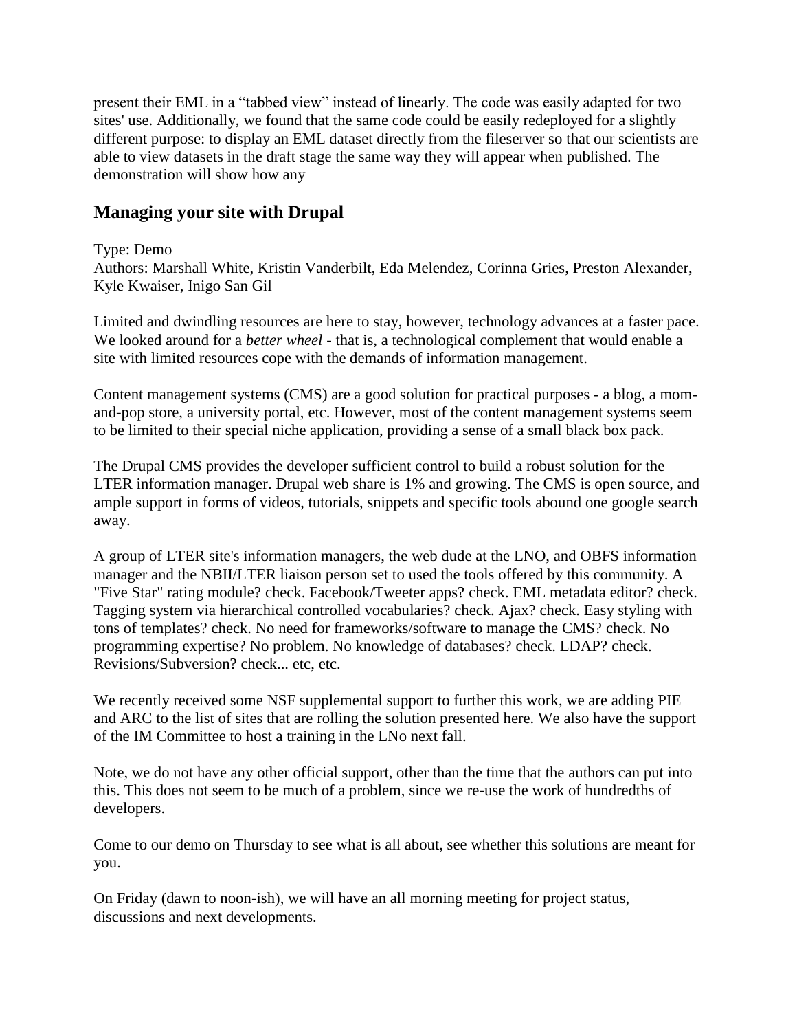present their EML in a “tabbed view” instead of linearly. The code was easily adapted for two sites' use. Additionally, we found that the same code could be easily redeployed for a slightly different purpose: to display an EML dataset directly from the fileserver so that our scientists are able to view datasets in the draft stage the same way they will appear when published. The demonstration will show how any

## Managing your site with Drupal

Type: Demo
Authors: Marshall White, Kristin Vanderbilt, Eda Melendez, Corinna Gries, Preston Alexander, Kyle Kwaiser, Inigo San Gil

Limited and dwindling resources are here to stay, however, technology advances at a faster pace. We looked around for a *better wheel* - that is, a technological complement that would enable a site with limited resources cope with the demands of information management.

Content management systems (CMS) are a good solution for practical purposes - a blog, a mom-and-pop store, a university portal, etc. However, most of the content management systems seem to be limited to their special niche application, providing a sense of a small black box pack.

The Drupal CMS provides the developer sufficient control to build a robust solution for the LTER information manager. Drupal web share is 1% and growing. The CMS is open source, and ample support in forms of videos, tutorials, snippets and specific tools abound one google search away.

A group of LTER site's information managers, the web dude at the LNO, and OBFS information manager and the NBII/LTER liaison person set to used the tools offered by this community. A "Five Star" rating module? check. Facebook/Tweeter apps? check. EML metadata editor? check. Tagging system via hierarchical controlled vocabularies? check. Ajax? check. Easy styling with tons of templates? check. No need for frameworks/software to manage the CMS? check. No programming expertise? No problem. No knowledge of databases? check. LDAP? check. Revisions/Subversion? check... etc, etc.

We recently received some NSF supplemental support to further this work, we are adding PIE and ARC to the list of sites that are rolling the solution presented here. We also have the support of the IM Committee to host a training in the LNo next fall.

Note, we do not have any other official support, other than the time that the authors can put into this. This does not seem to be much of a problem, since we re-use the work of hundredths of developers.

Come to our demo on Thursday to see what is all about, see whether this solutions are meant for you.

On Friday (dawn to noon-ish), we will have an all morning meeting for project status, discussions and next developments.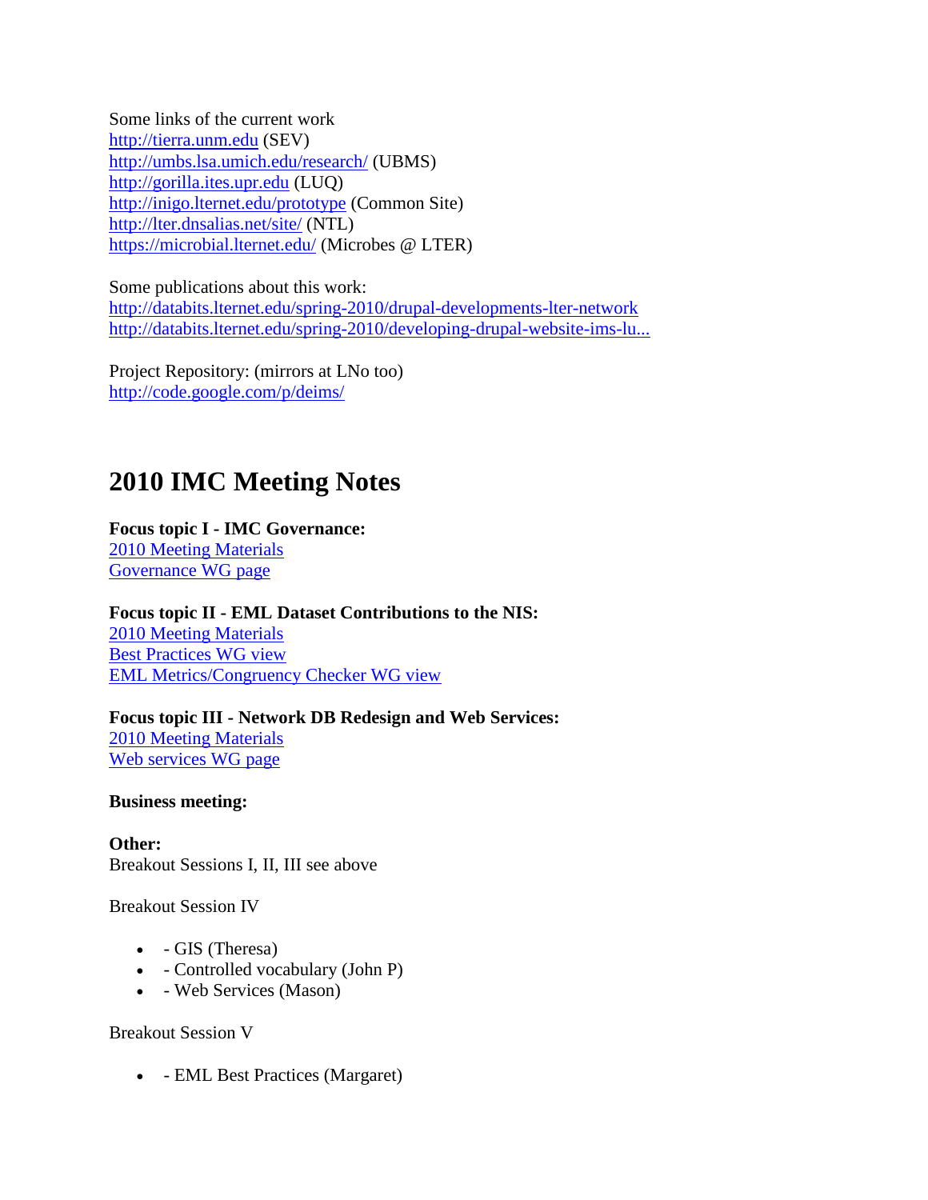Some links of the current work
http://tierra.unm.edu (SEV)
http://umbs.lsa.umich.edu/research/ (UBMS)
http://gorilla.ites.upr.edu (LUQ)
http://inigo.lternet.edu/prototype (Common Site)
http://lter.dnsalias.net/site/ (NTL)
https://microbial.lternet.edu/ (Microbes @ LTER)

Some publications about this work:
http://databits.lternet.edu/spring-2010/drupal-developments-lter-network
http://databits.lternet.edu/spring-2010/developing-drupal-website-ims-lu...

Project Repository: (mirrors at LNo too)
http://code.google.com/p/deims/

## 2010 IMC Meeting Notes

**Focus topic I - IMC Governance:**
2010 Meeting Materials
Governance WG page

**Focus topic II - EML Dataset Contributions to the NIS:**
2010 Meeting Materials
Best Practices WG view
EML Metrics/Congruency Checker WG view

**Focus topic III - Network DB Redesign and Web Services:**
2010 Meeting Materials
Web services WG page

**Business meeting:**

**Other:**
Breakout Sessions I, II, III see above

Breakout Session IV

- - GIS (Theresa)
- - Controlled vocabulary (John P)
- - Web Services (Mason)

Breakout Session V

- - EML Best Practices (Margaret)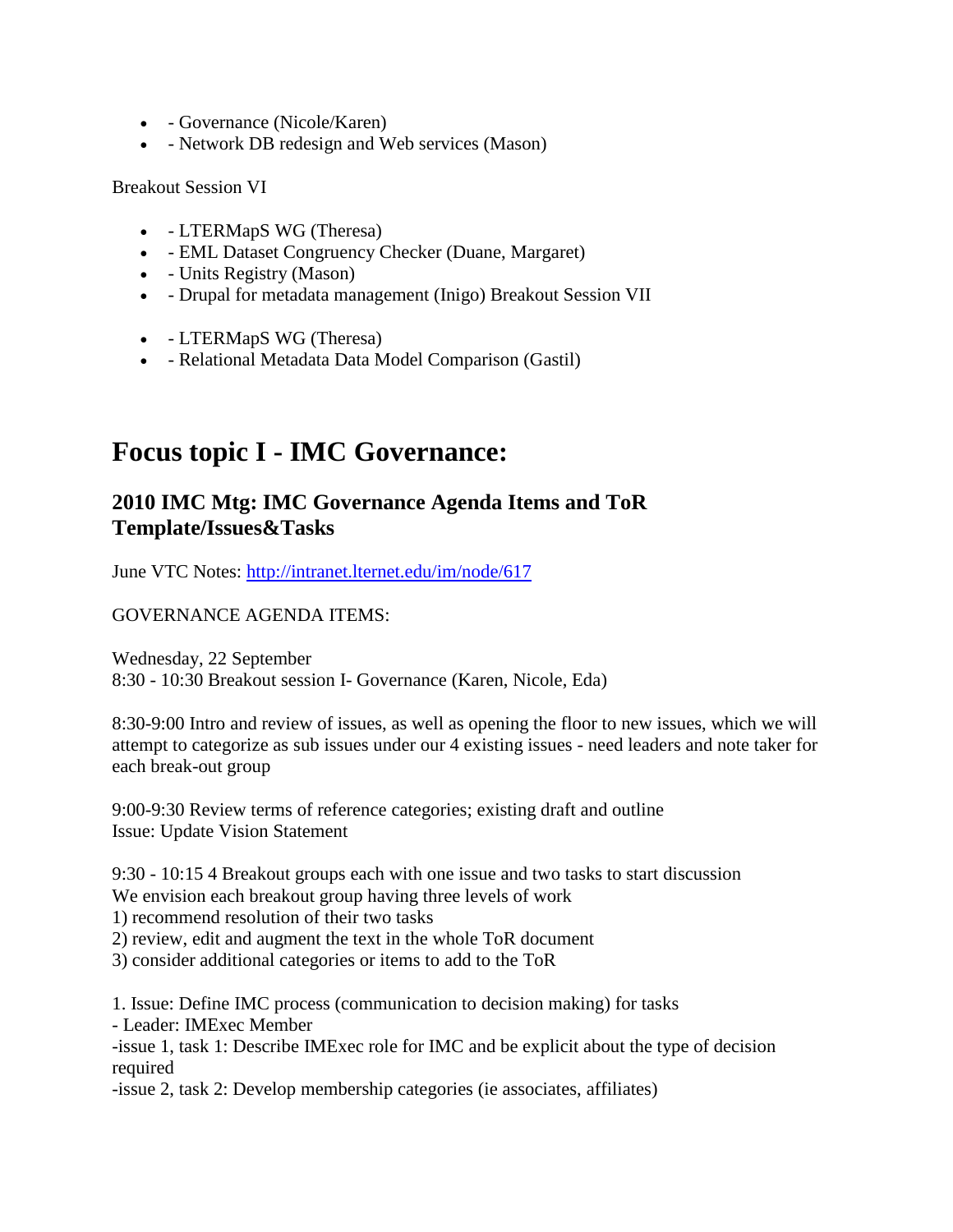- - Governance (Nicole/Karen)
- - Network DB redesign and Web services (Mason)

Breakout Session VI

- - LTERMapS WG (Theresa)
- - EML Dataset Congruency Checker (Duane, Margaret)
- - Units Registry (Mason)
- - Drupal for metadata management (Inigo) Breakout Session VII

- - LTERMapS WG (Theresa)
- - Relational Metadata Data Model Comparison (Gastil)

# Focus topic I - IMC Governance:

## 2010 IMC Mtg: IMC Governance Agenda Items and ToR Template/Issues&Tasks

June VTC Notes: [http://intranet.lternet.edu/im/node/617](http://intranet.lternet.edu/im/node/617)

GOVERNANCE AGENDA ITEMS:

Wednesday, 22 September
8:30 - 10:30 Breakout session I- Governance (Karen, Nicole, Eda)

8:30-9:00 Intro and review of issues, as well as opening the floor to new issues, which we will attempt to categorize as sub issues under our 4 existing issues - need leaders and note taker for each break-out group

9:00-9:30 Review terms of reference categories; existing draft and outline
Issue: Update Vision Statement

9:30 - 10:15 4 Breakout groups each with one issue and two tasks to start discussion
We envision each breakout group having three levels of work
1) recommend resolution of their two tasks
2) review, edit and augment the text in the whole ToR document
3) consider additional categories or items to add to the ToR

1. Issue: Define IMC process (communication to decision making) for tasks
- Leader: IMExec Member
-issue 1, task 1: Describe IMExec role for IMC and be explicit about the type of decision required
-issue 2, task 2: Develop membership categories (ie associates, affiliates)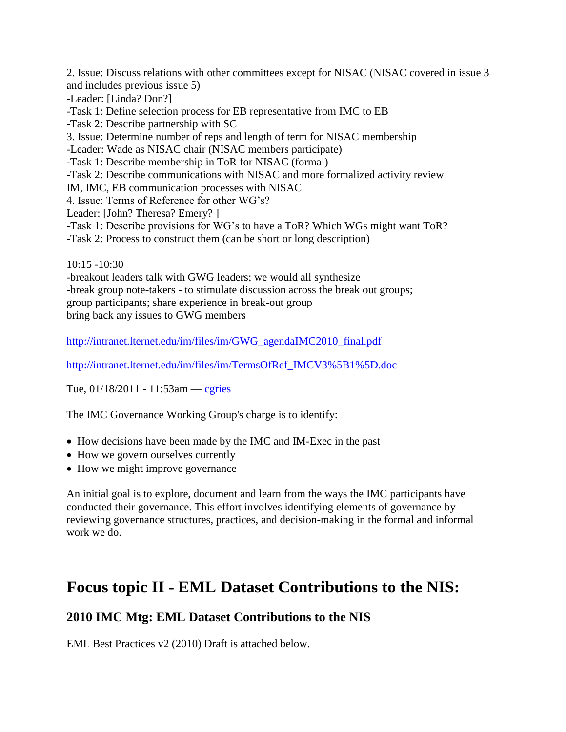2. Issue: Discuss relations with other committees except for NISAC (NISAC covered in issue 3 and includes previous issue 5)
-Leader: [Linda? Don?]
-Task 1: Define selection process for EB representative from IMC to EB
-Task 2: Describe partnership with SC
3. Issue: Determine number of reps and length of term for NISAC membership
-Leader: Wade as NISAC chair (NISAC members participate)
-Task 1: Describe membership in ToR for NISAC (formal)
-Task 2: Describe communications with NISAC and more formalized activity review
IM, IMC, EB communication processes with NISAC
4. Issue: Terms of Reference for other WG's?
Leader: [John? Theresa? Emery? ]
-Task 1: Describe provisions for WG's to have a ToR? Which WGs might want ToR?
-Task 2: Process to construct them (can be short or long description)

10:15 -10:30
-breakout leaders talk with GWG leaders; we would all synthesize
-break group note-takers - to stimulate discussion across the break out groups;
group participants; share experience in break-out group
bring back any issues to GWG members

http://intranet.lternet.edu/im/files/im/GWG_agendaIMC2010_final.pdf

http://intranet.lternet.edu/im/files/im/TermsOfRef_IMCV3%5B1%5D.doc

Tue, 01/18/2011 - 11:53am — cgries

The IMC Governance Working Group's charge is to identify:

- How decisions have been made by the IMC and IM-Exec in the past
- How we govern ourselves currently
- How we might improve governance

An initial goal is to explore, document and learn from the ways the IMC participants have conducted their governance. This effort involves identifying elements of governance by reviewing governance structures, practices, and decision-making in the formal and informal work we do.

# Focus topic II - EML Dataset Contributions to the NIS:

## 2010 IMC Mtg: EML Dataset Contributions to the NIS

EML Best Practices v2 (2010) Draft is attached below.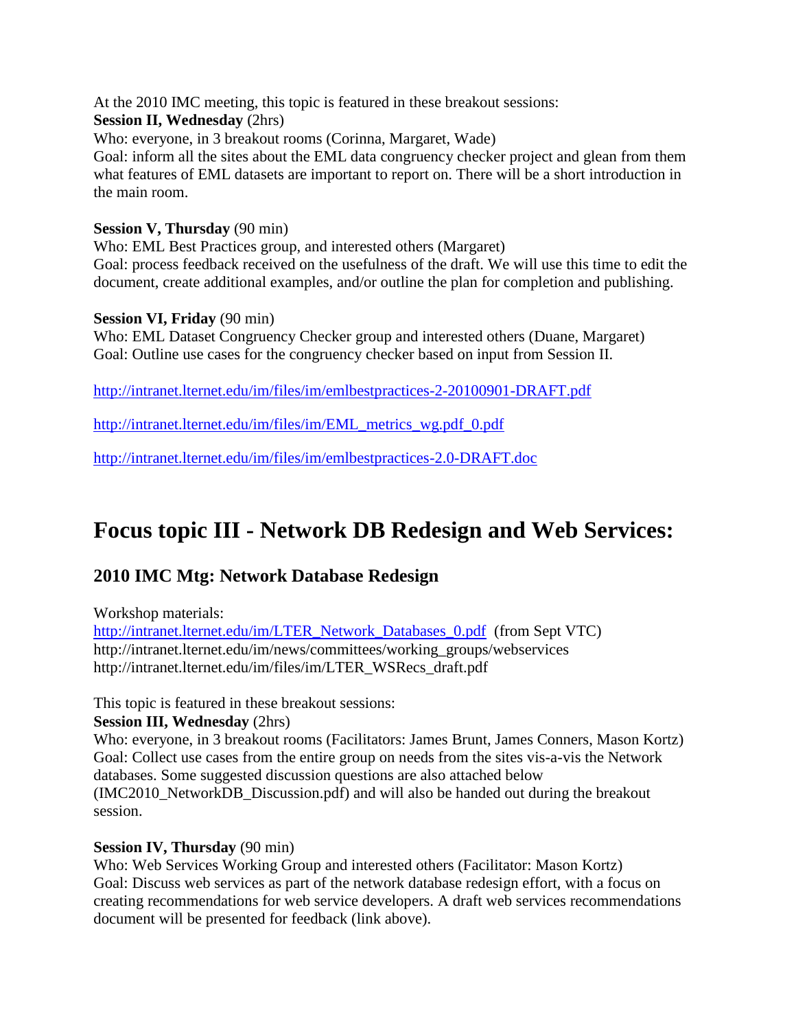At the 2010 IMC meeting, this topic is featured in these breakout sessions:
**Session II, Wednesday** (2hrs)
Who: everyone, in 3 breakout rooms (Corinna, Margaret, Wade)
Goal: inform all the sites about the EML data congruency checker project and glean from them what features of EML datasets are important to report on. There will be a short introduction in the main room.

**Session V, Thursday** (90 min)
Who: EML Best Practices group, and interested others (Margaret)
Goal: process feedback received on the usefulness of the draft. We will use this time to edit the document, create additional examples, and/or outline the plan for completion and publishing.

**Session VI, Friday** (90 min)
Who: EML Dataset Congruency Checker group and interested others (Duane, Margaret)
Goal: Outline use cases for the congruency checker based on input from Session II.

http://intranet.lternet.edu/im/files/im/emlbestpractices-2-20100901-DRAFT.pdf

http://intranet.lternet.edu/im/files/im/EML_metrics_wg.pdf_0.pdf

http://intranet.lternet.edu/im/files/im/emlbestpractices-2.0-DRAFT.doc

# Focus topic III - Network DB Redesign and Web Services:

## 2010 IMC Mtg: Network Database Redesign

Workshop materials:
http://intranet.lternet.edu/im/LTER_Network_Databases_0.pdf (from Sept VTC)
http://intranet.lternet.edu/im/news/committees/working_groups/webservices
http://intranet.lternet.edu/im/files/im/LTER_WSRecs_draft.pdf

This topic is featured in these breakout sessions:
**Session III, Wednesday** (2hrs)
Who: everyone, in 3 breakout rooms (Facilitators: James Brunt, James Conners, Mason Kortz)
Goal: Collect use cases from the entire group on needs from the sites vis-a-vis the Network databases. Some suggested discussion questions are also attached below (IMC2010_NetworkDB_Discussion.pdf) and will also be handed out during the breakout session.

**Session IV, Thursday** (90 min)
Who: Web Services Working Group and interested others (Facilitator: Mason Kortz)
Goal: Discuss web services as part of the network database redesign effort, with a focus on creating recommendations for web service developers. A draft web services recommendations document will be presented for feedback (link above).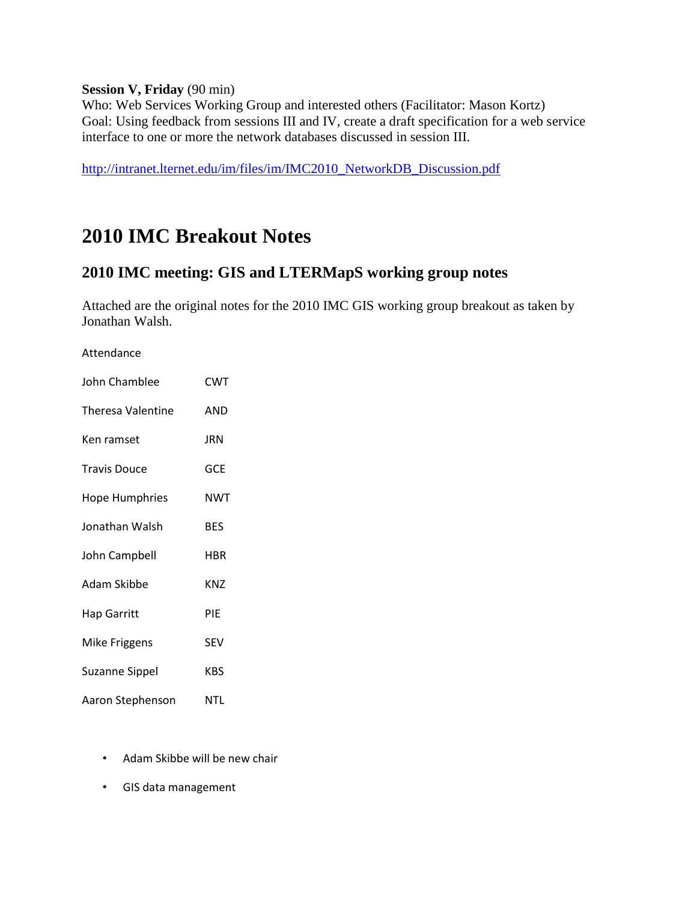**Session V, Friday** (90 min)
Who: Web Services Working Group and interested others (Facilitator: Mason Kortz)
Goal: Using feedback from sessions III and IV, create a draft specification for a web service interface to one or more the network databases discussed in session III.

http://intranet.lternet.edu/im/files/im/IMC2010_NetworkDB_Discussion.pdf

# 2010 IMC Breakout Notes

## 2010 IMC meeting: GIS and LTERMapS working group notes

Attached are the original notes for the 2010 IMC GIS working group breakout as taken by Jonathan Walsh.

Attendance

| | |
|---|---|
| John Chamblee | CWT |
| Theresa Valentine | AND |
| Ken ramset | JRN |
| Travis Douce | GCE |
| Hope Humphries | NWT |
| Jonathan Walsh | BES |
| John Campbell | HBR |
| Adam Skibbe | KNZ |
| Hap Garritt | PIE |
| Mike Friggens | SEV |
| Suzanne Sippel | KBS |
| Aaron Stephenson | NTL |

- Adam Skibbe will be new chair
- GIS data management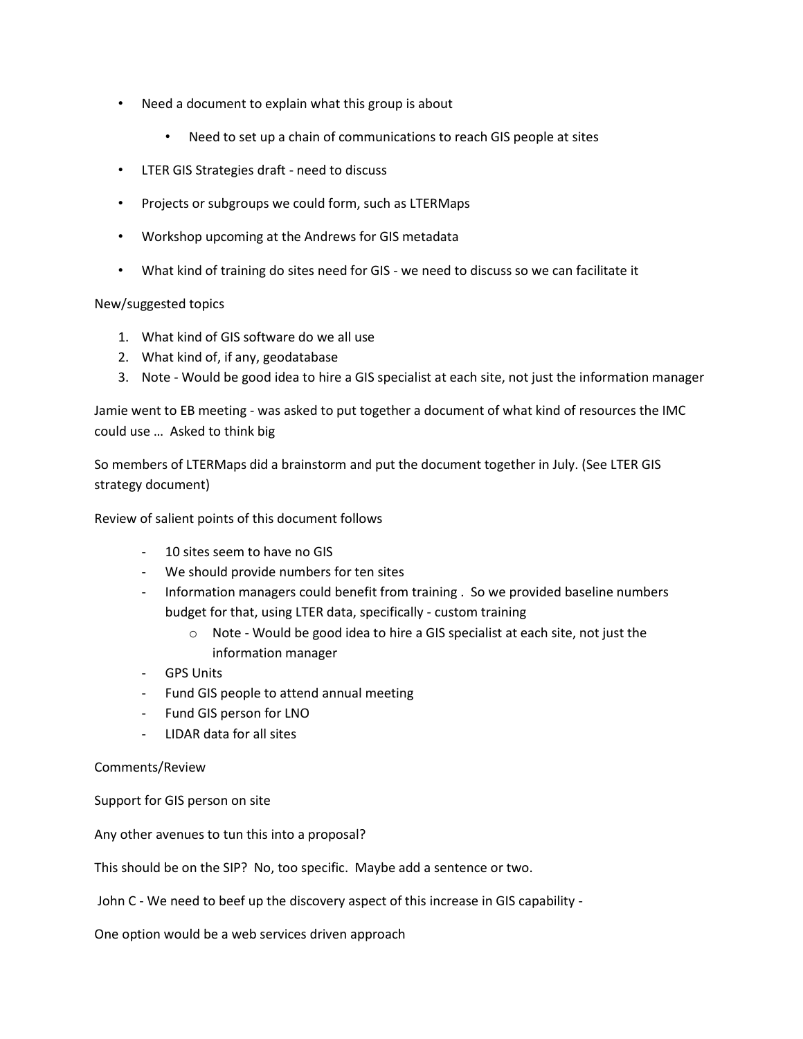- Need a document to explain what this group is about
    - Need to set up a chain of communications to reach GIS people at sites
- LTER GIS Strategies draft - need to discuss
- Projects or subgroups we could form, such as LTERMaps
- Workshop upcoming at the Andrews for GIS metadata
- What kind of training do sites need for GIS - we need to discuss so we can facilitate it

New/suggested topics

1. What kind of GIS software do we all use
2. What kind of, if any, geodatabase
3. Note - Would be good idea to hire a GIS specialist at each site, not just the information manager

Jamie went to EB meeting - was asked to put together a document of what kind of resources the IMC could use … Asked to think big

So members of LTERMaps did a brainstorm and put the document together in July. (See LTER GIS strategy document)

Review of salient points of this document follows

- 10 sites seem to have no GIS
- We should provide numbers for ten sites
- Information managers could benefit from training . So we provided baseline numbers budget for that, using LTER data, specifically - custom training
    - Note - Would be good idea to hire a GIS specialist at each site, not just the information manager
- GPS Units
- Fund GIS people to attend annual meeting
- Fund GIS person for LNO
- LIDAR data for all sites

Comments/Review

Support for GIS person on site

Any other avenues to tun this into a proposal?

This should be on the SIP? No, too specific. Maybe add a sentence or two.

John C - We need to beef up the discovery aspect of this increase in GIS capability -

One option would be a web services driven approach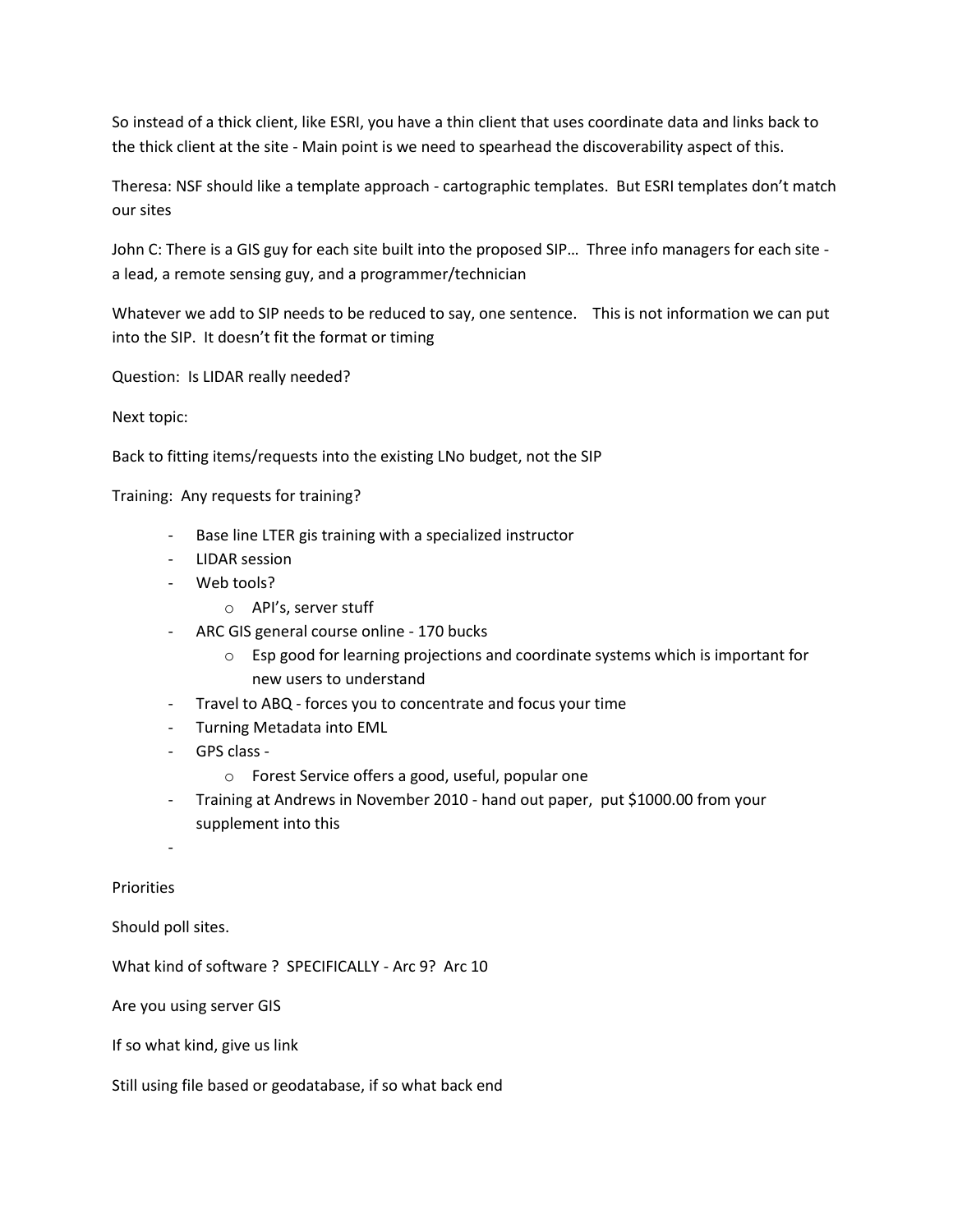So instead of a thick client, like ESRI, you have a thin client that uses coordinate data and links back to the thick client at the site - Main point is we need to spearhead the discoverability aspect of this.

Theresa: NSF should like a template approach - cartographic templates. But ESRI templates don't match our sites

John C: There is a GIS guy for each site built into the proposed SIP… Three info managers for each site - a lead, a remote sensing guy, and a programmer/technician

Whatever we add to SIP needs to be reduced to say, one sentence. This is not information we can put into the SIP. It doesn't fit the format or timing

Question: Is LIDAR really needed?

Next topic:

Back to fitting items/requests into the existing LNo budget, not the SIP

Training: Any requests for training?

- Base line LTER gis training with a specialized instructor
- LIDAR session
- Web tools?
  - API's, server stuff
- ARC GIS general course online - 170 bucks
  - Esp good for learning projections and coordinate systems which is important for new users to understand
- Travel to ABQ - forces you to concentrate and focus your time
- Turning Metadata into EML
- GPS class -
  - Forest Service offers a good, useful, popular one
- Training at Andrews in November 2010 - hand out paper, put $1000.00 from your supplement into this
- 

Priorities

Should poll sites.

What kind of software ? SPECIFICALLY - Arc 9? Arc 10

Are you using server GIS

If so what kind, give us link

Still using file based or geodatabase, if so what back end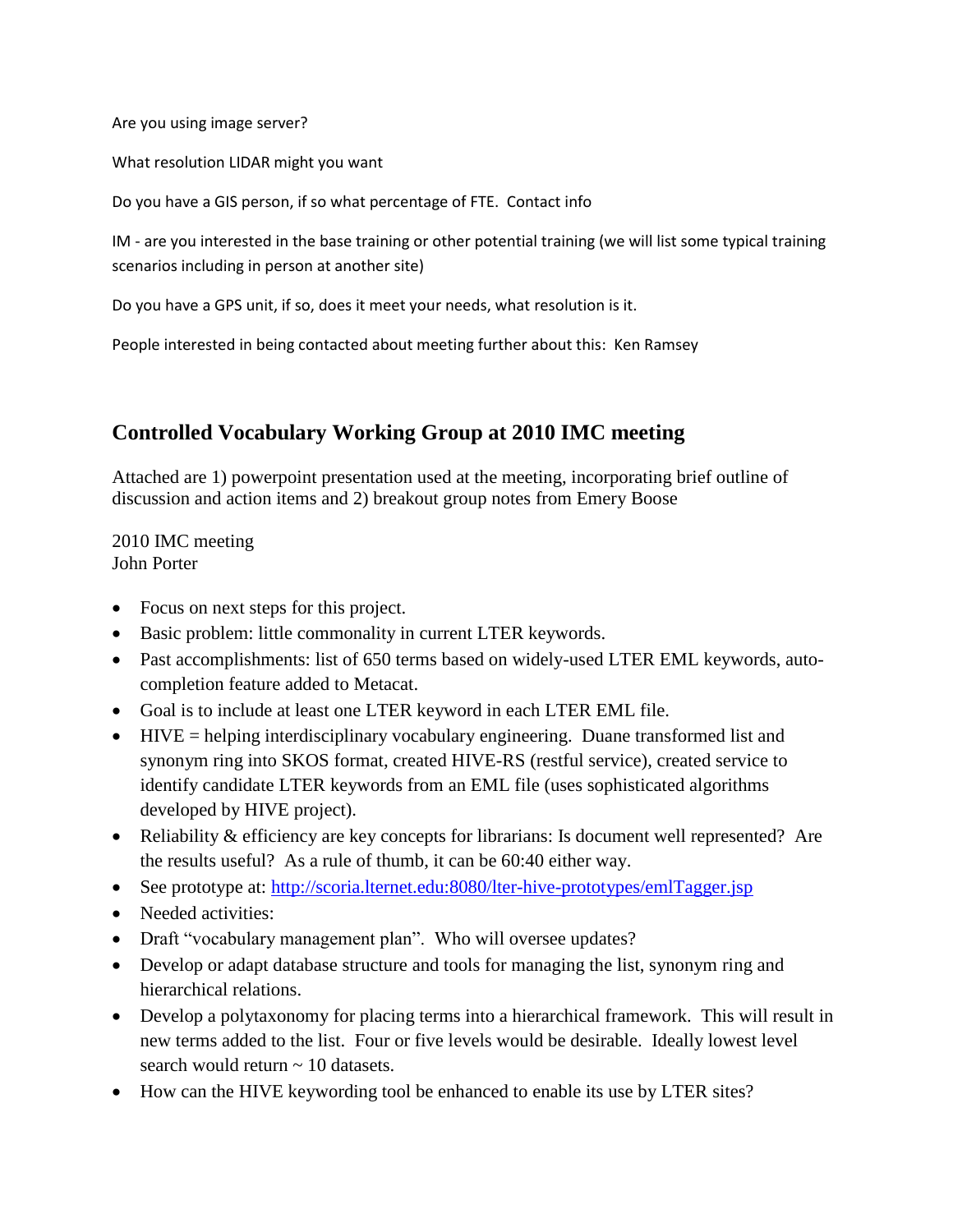Are you using image server?

What resolution LIDAR might you want

Do you have a GIS person, if so what percentage of FTE. Contact info

IM - are you interested in the base training or other potential training (we will list some typical training scenarios including in person at another site)

Do you have a GPS unit, if so, does it meet your needs, what resolution is it.

People interested in being contacted about meeting further about this: Ken Ramsey

## Controlled Vocabulary Working Group at 2010 IMC meeting

Attached are 1) powerpoint presentation used at the meeting, incorporating brief outline of discussion and action items and 2) breakout group notes from Emery Boose

2010 IMC meeting
John Porter

- Focus on next steps for this project.
- Basic problem: little commonality in current LTER keywords.
- Past accomplishments: list of 650 terms based on widely-used LTER EML keywords, auto-completion feature added to Metacat.
- Goal is to include at least one LTER keyword in each LTER EML file.
- HIVE = helping interdisciplinary vocabulary engineering. Duane transformed list and synonym ring into SKOS format, created HIVE-RS (restful service), created service to identify candidate LTER keywords from an EML file (uses sophisticated algorithms developed by HIVE project).
- Reliability & efficiency are key concepts for librarians: Is document well represented? Are the results useful? As a rule of thumb, it can be 60:40 either way.
- See prototype at: http://scoria.lternet.edu:8080/lter-hive-prototypes/emlTagger.jsp
- Needed activities:
- Draft "vocabulary management plan". Who will oversee updates?
- Develop or adapt database structure and tools for managing the list, synonym ring and hierarchical relations.
- Develop a polytaxonomy for placing terms into a hierarchical framework. This will result in new terms added to the list. Four or five levels would be desirable. Ideally lowest level search would return ~ 10 datasets.
- How can the HIVE keywording tool be enhanced to enable its use by LTER sites?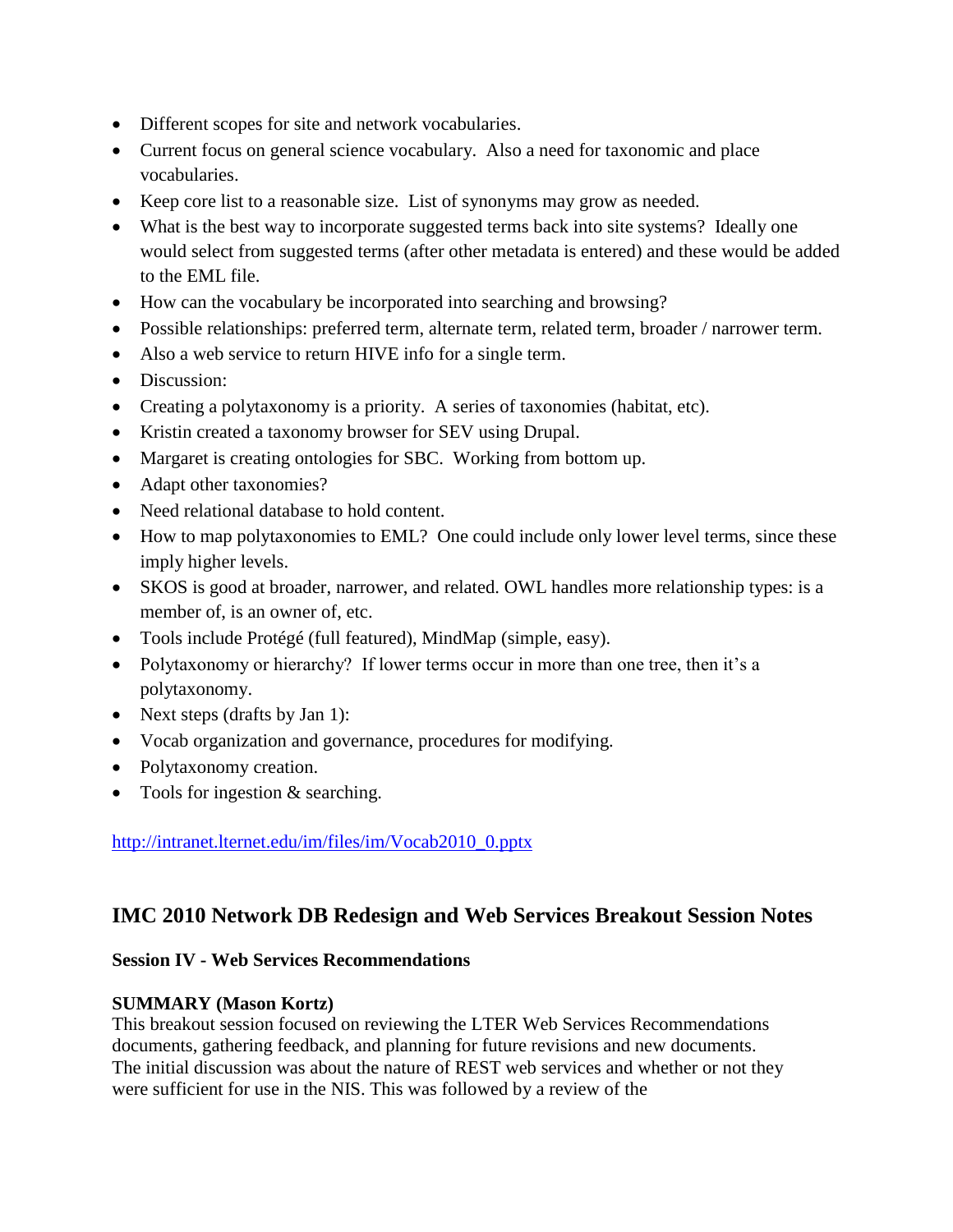- Different scopes for site and network vocabularies.
- Current focus on general science vocabulary. Also a need for taxonomic and place vocabularies.
- Keep core list to a reasonable size. List of synonyms may grow as needed.
- What is the best way to incorporate suggested terms back into site systems? Ideally one would select from suggested terms (after other metadata is entered) and these would be added to the EML file.
- How can the vocabulary be incorporated into searching and browsing?
- Possible relationships: preferred term, alternate term, related term, broader / narrower term.
- Also a web service to return HIVE info for a single term.
- Discussion:
- Creating a polytaxonomy is a priority. A series of taxonomies (habitat, etc).
- Kristin created a taxonomy browser for SEV using Drupal.
- Margaret is creating ontologies for SBC. Working from bottom up.
- Adapt other taxonomies?
- Need relational database to hold content.
- How to map polytaxonomies to EML? One could include only lower level terms, since these imply higher levels.
- SKOS is good at broader, narrower, and related. OWL handles more relationship types: is a member of, is an owner of, etc.
- Tools include Protégé (full featured), MindMap (simple, easy).
- Polytaxonomy or hierarchy? If lower terms occur in more than one tree, then it's a polytaxonomy.
- Next steps (drafts by Jan 1):
- Vocab organization and governance, procedures for modifying.
- Polytaxonomy creation.
- Tools for ingestion & searching.

http://intranet.lternet.edu/im/files/im/Vocab2010_0.pptx

## IMC 2010 Network DB Redesign and Web Services Breakout Session Notes

**Session IV - Web Services Recommendations**

**SUMMARY (Mason Kortz)**
This breakout session focused on reviewing the LTER Web Services Recommendations documents, gathering feedback, and planning for future revisions and new documents. The initial discussion was about the nature of REST web services and whether or not they were sufficient for use in the NIS. This was followed by a review of the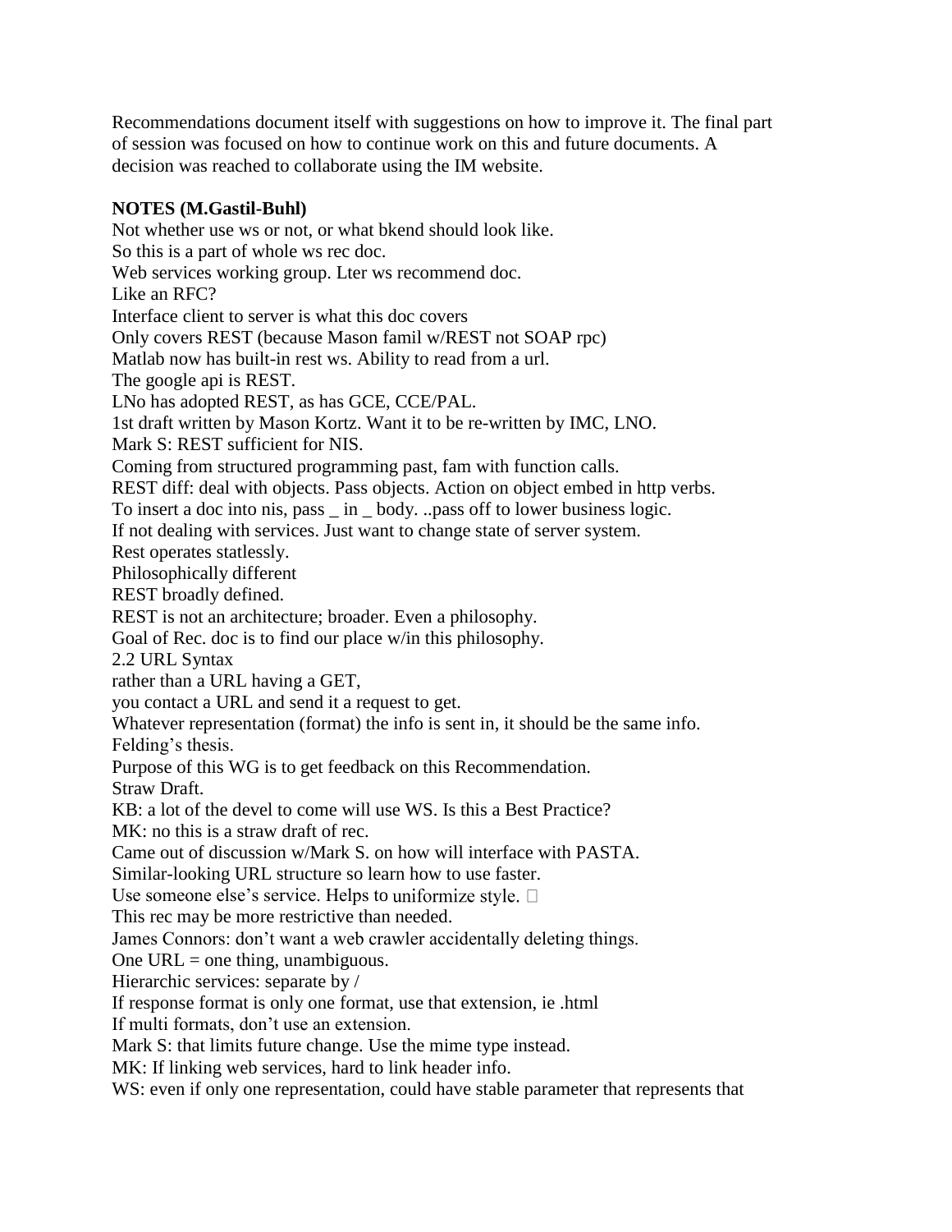Recommendations document itself with suggestions on how to improve it. The final part of session was focused on how to continue work on this and future documents. A decision was reached to collaborate using the IM website.

**NOTES (M.Gastil-Buhl)**

Not whether use ws or not, or what bkend should look like.
So this is a part of whole ws rec doc.
Web services working group. Lter ws recommend doc.
Like an RFC?
Interface client to server is what this doc covers
Only covers REST (because Mason famil w/REST not SOAP rpc)
Matlab now has built-in rest ws. Ability to read from a url.
The google api is REST.
LNo has adopted REST, as has GCE, CCE/PAL.
1st draft written by Mason Kortz. Want it to be re-written by IMC, LNO.
Mark S: REST sufficient for NIS.
Coming from structured programming past, fam with function calls.
REST diff: deal with objects. Pass objects. Action on object embed in http verbs.
To insert a doc into nis, pass _ in _ body. ..pass off to lower business logic.
If not dealing with services. Just want to change state of server system.
Rest operates statlessly.
Philosophically different
REST broadly defined.
REST is not an architecture; broader. Even a philosophy.
Goal of Rec. doc is to find our place w/in this philosophy.
2.2 URL Syntax
rather than a URL having a GET,
you contact a URL and send it a request to get.
Whatever representation (format) the info is sent in, it should be the same info.
Felding's thesis.
Purpose of this WG is to get feedback on this Recommendation.
Straw Draft.
KB: a lot of the devel to come will use WS. Is this a Best Practice?
MK: no this is a straw draft of rec.
Came out of discussion w/Mark S. on how will interface with PASTA.
Similar-looking URL structure so learn how to use faster.
Use someone else's service. Helps to uniformize style. 
This rec may be more restrictive than needed.
James Connors: don't want a web crawler accidentally deleting things.
One URL = one thing, unambiguous.
Hierarchic services: separate by /
If response format is only one format, use that extension, ie .html
If multi formats, don't use an extension.
Mark S: that limits future change. Use the mime type instead.
MK: If linking web services, hard to link header info.
WS: even if only one representation, could have stable parameter that represents that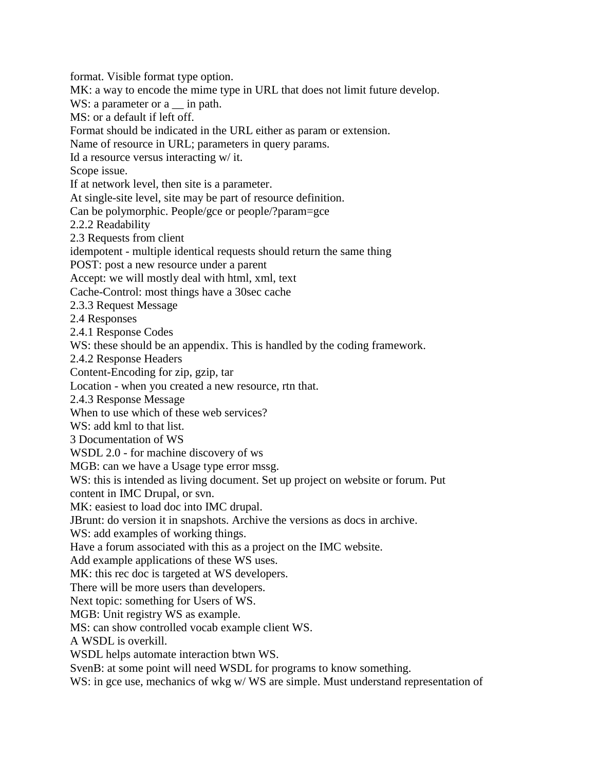format. Visible format type option.

MK: a way to encode the mime type in URL that does not limit future develop.

WS: a parameter or a __ in path.

MS: or a default if left off.

Format should be indicated in the URL either as param or extension.

Name of resource in URL; parameters in query params.

Id a resource versus interacting w/ it.

Scope issue.

If at network level, then site is a parameter.

At single-site level, site may be part of resource definition.

Can be polymorphic. People/gce or people/?param=gce

2.2.2 Readability

2.3 Requests from client

idempotent - multiple identical requests should return the same thing

POST: post a new resource under a parent

Accept: we will mostly deal with html, xml, text

Cache-Control: most things have a 30sec cache

2.3.3 Request Message

2.4 Responses

2.4.1 Response Codes

WS: these should be an appendix. This is handled by the coding framework.

2.4.2 Response Headers

Content-Encoding for zip, gzip, tar

Location - when you created a new resource, rtn that.

2.4.3 Response Message

When to use which of these web services?

WS: add kml to that list.

3 Documentation of WS

WSDL 2.0 - for machine discovery of ws

MGB: can we have a Usage type error mssg.

WS: this is intended as living document. Set up project on website or forum. Put content in IMC Drupal, or svn.

MK: easiest to load doc into IMC drupal.

JBrunt: do version it in snapshots. Archive the versions as docs in archive.

WS: add examples of working things.

Have a forum associated with this as a project on the IMC website.

Add example applications of these WS uses.

MK: this rec doc is targeted at WS developers.

There will be more users than developers.

Next topic: something for Users of WS.

MGB: Unit registry WS as example.

MS: can show controlled vocab example client WS.

A WSDL is overkill.

WSDL helps automate interaction btwn WS.

SvenB: at some point will need WSDL for programs to know something.

WS: in gce use, mechanics of wkg w/ WS are simple. Must understand representation of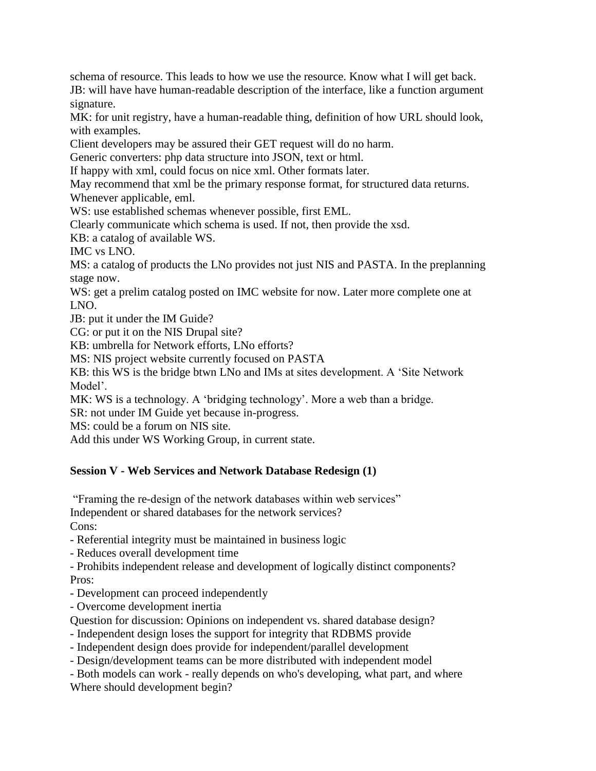schema of resource. This leads to how we use the resource. Know what I will get back.
JB: will have have human-readable description of the interface, like a function argument signature.
MK: for unit registry, have a human-readable thing, definition of how URL should look, with examples.
Client developers may be assured their GET request will do no harm.
Generic converters: php data structure into JSON, text or html.
If happy with xml, could focus on nice xml. Other formats later.
May recommend that xml be the primary response format, for structured data returns. Whenever applicable, eml.
WS: use established schemas whenever possible, first EML.
Clearly communicate which schema is used. If not, then provide the xsd.
KB: a catalog of available WS.
IMC vs LNO.
MS: a catalog of products the LNo provides not just NIS and PASTA. In the preplanning stage now.
WS: get a prelim catalog posted on IMC website for now. Later more complete one at LNO.
JB: put it under the IM Guide?
CG: or put it on the NIS Drupal site?
KB: umbrella for Network efforts, LNo efforts?
MS: NIS project website currently focused on PASTA
KB: this WS is the bridge btwn LNo and IMs at sites development. A 'Site Network Model'.
MK: WS is a technology. A 'bridging technology'. More a web than a bridge.
SR: not under IM Guide yet because in-progress.
MS: could be a forum on NIS site.
Add this under WS Working Group, in current state.

**Session V - Web Services and Network Database Redesign (1)**

"Framing the re-design of the network databases within web services"
Independent or shared databases for the network services?
Cons:
- Referential integrity must be maintained in business logic
- Reduces overall development time
- Prohibits independent release and development of logically distinct components?

Pros:
- Development can proceed independently
- Overcome development inertia

Question for discussion: Opinions on independent vs. shared database design?
- Independent design loses the support for integrity that RDBMS provide
- Independent design does provide for independent/parallel development
- Design/development teams can be more distributed with independent model
- Both models can work - really depends on who's developing, what part, and where

Where should development begin?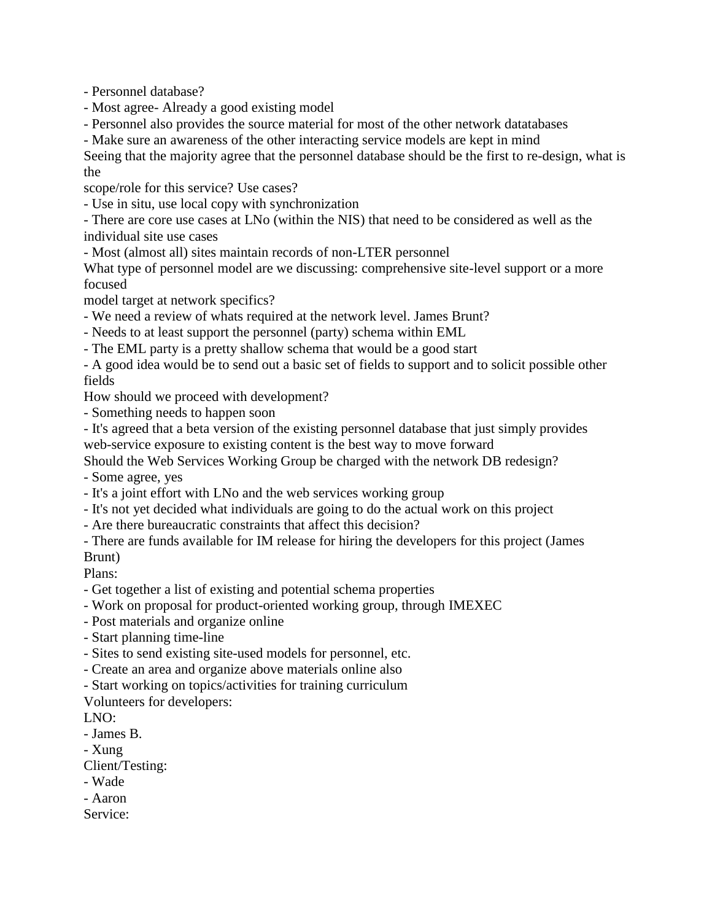- Personnel database?
- Most agree- Already a good existing model
- Personnel also provides the source material for most of the other network datatabases
- Make sure an awareness of the other interacting service models are kept in mind

Seeing that the majority agree that the personnel database should be the first to re-design, what is the scope/role for this service? Use cases?

- Use in situ, use local copy with synchronization
- There are core use cases at LNo (within the NIS) that need to be considered as well as the individual site use cases
- Most (almost all) sites maintain records of non-LTER personnel

What type of personnel model are we discussing: comprehensive site-level support or a more focused model target at network specifics?

- We need a review of whats required at the network level. James Brunt?
- Needs to at least support the personnel (party) schema within EML
- The EML party is a pretty shallow schema that would be a good start
- A good idea would be to send out a basic set of fields to support and to solicit possible other fields

How should we proceed with development?

- Something needs to happen soon
- It's agreed that a beta version of the existing personnel database that just simply provides web-service exposure to existing content is the best way to move forward

Should the Web Services Working Group be charged with the network DB redesign?

- Some agree, yes
- It's a joint effort with LNo and the web services working group
- It's not yet decided what individuals are going to do the actual work on this project
- Are there bureaucratic constraints that affect this decision?
- There are funds available for IM release for hiring the developers for this project (James Brunt)

Plans:

- Get together a list of existing and potential schema properties
- Work on proposal for product-oriented working group, through IMEXEC
- Post materials and organize online
- Start planning time-line
- Sites to send existing site-used models for personnel, etc.
- Create an area and organize above materials online also
- Start working on topics/activities for training curriculum

Volunteers for developers:

LNO:

- James B.
- Xung

Client/Testing:

- Wade
- Aaron

Service: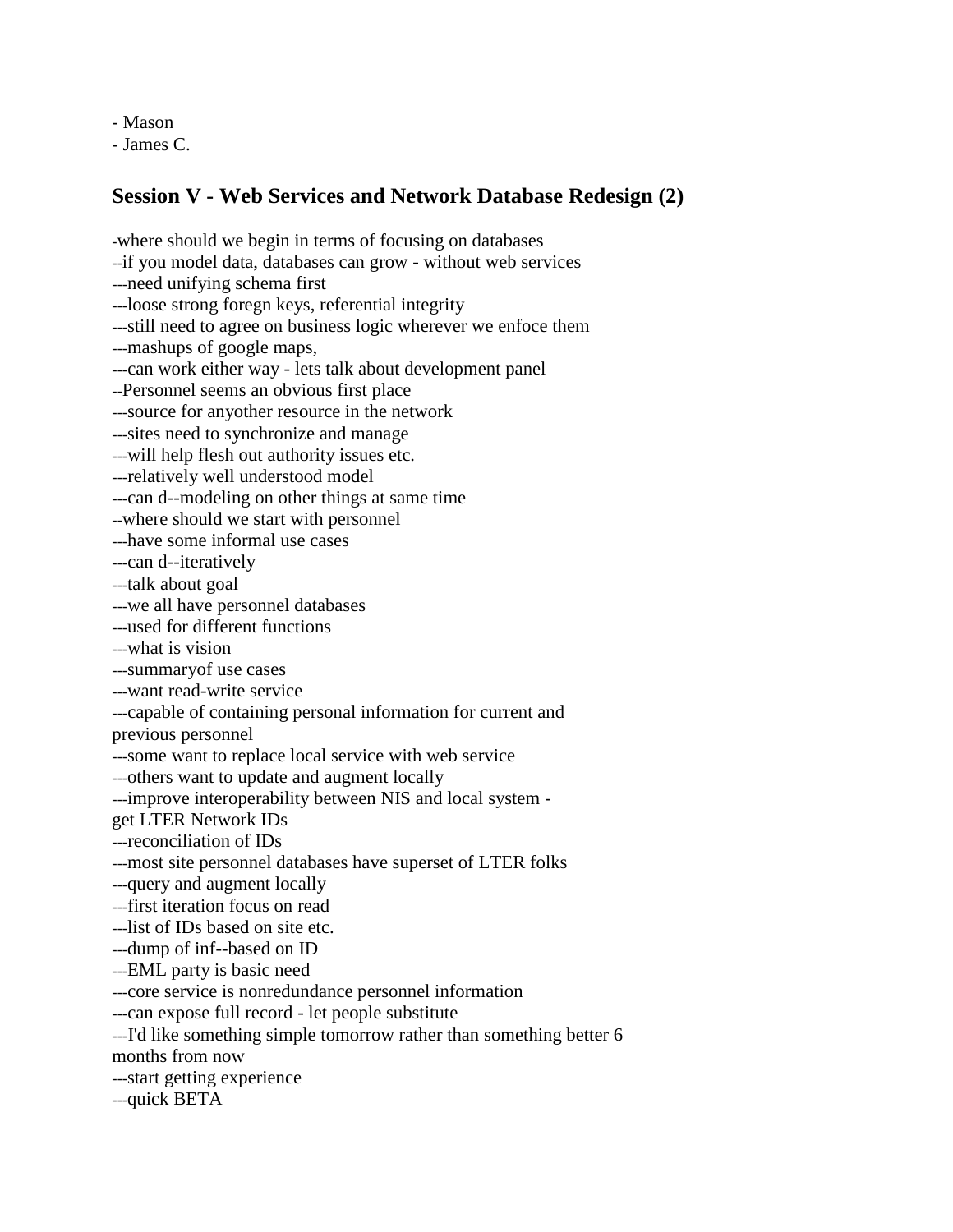- Mason
- James C.

## Session V - Web Services and Network Database Redesign (2)

-where should we begin in terms of focusing on databases
--if you model data, databases can grow - without web services
---need unifying schema first
---loose strong foregn keys, referential integrity
---still need to agree on business logic wherever we enfoce them
---mashups of google maps,
---can work either way - lets talk about development panel
--Personnel seems an obvious first place
---source for anyother resource in the network
---sites need to synchronize and manage
---will help flesh out authority issues etc.
---relatively well understood model
---can d--modeling on other things at same time
--where should we start with personnel
---have some informal use cases
---can d--iteratively
---talk about goal
---we all have personnel databases
---used for different functions
---what is vision
---summaryof use cases
---want read-write service
---capable of containing personal information for current and previous personnel
---some want to replace local service with web service
---others want to update and augment locally
---improve interoperability between NIS and local system - get LTER Network IDs
---reconciliation of IDs
---most site personnel databases have superset of LTER folks
---query and augment locally
---first iteration focus on read
---list of IDs based on site etc.
---dump of inf--based on ID
---EML party is basic need
---core service is nonredundance personnel information
---can expose full record - let people substitute
---I'd like something simple tomorrow rather than something better 6 months from now
---start getting experience
---quick BETA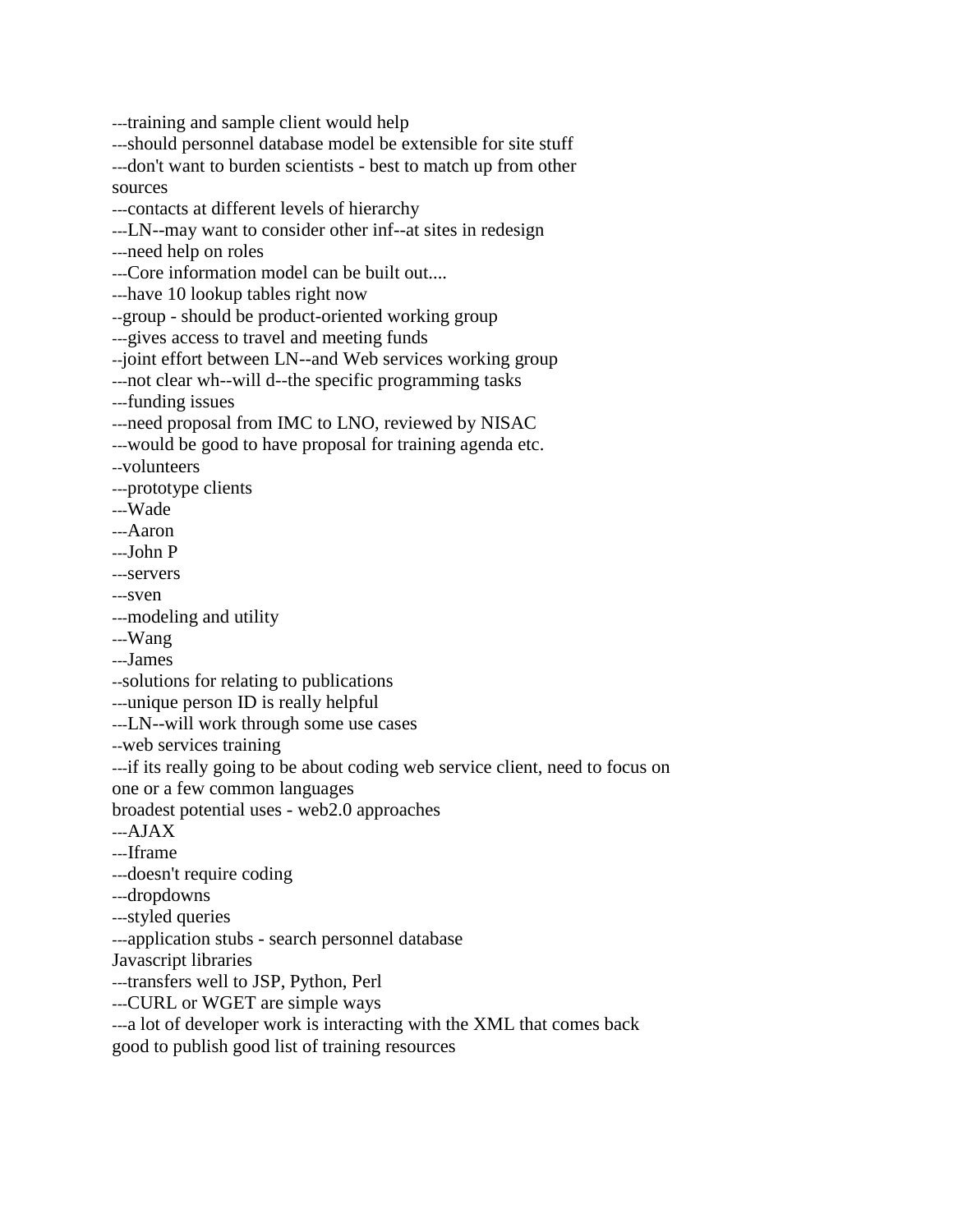---training and sample client would help
---should personnel database model be extensible for site stuff
---don't want to burden scientists - best to match up from other sources
---contacts at different levels of hierarchy
---LN--may want to consider other inf--at sites in redesign
---need help on roles
---Core information model can be built out....
---have 10 lookup tables right now
--group - should be product-oriented working group
---gives access to travel and meeting funds
--joint effort between LN--and Web services working group
---not clear wh--will d--the specific programming tasks
---funding issues
---need proposal from IMC to LNO, reviewed by NISAC
---would be good to have proposal for training agenda etc.
--volunteers
---prototype clients
---Wade
---Aaron
---John P
---servers
---sven
---modeling and utility
---Wang
---James
--solutions for relating to publications
---unique person ID is really helpful
---LN--will work through some use cases
--web services training
---if its really going to be about coding web service client, need to focus on one or a few common languages
broadest potential uses - web2.0 approaches
---AJAX
---Iframe
---doesn't require coding
---dropdowns
---styled queries
---application stubs - search personnel database
Javascript libraries
---transfers well to JSP, Python, Perl
---CURL or WGET are simple ways
---a lot of developer work is interacting with the XML that comes back
good to publish good list of training resources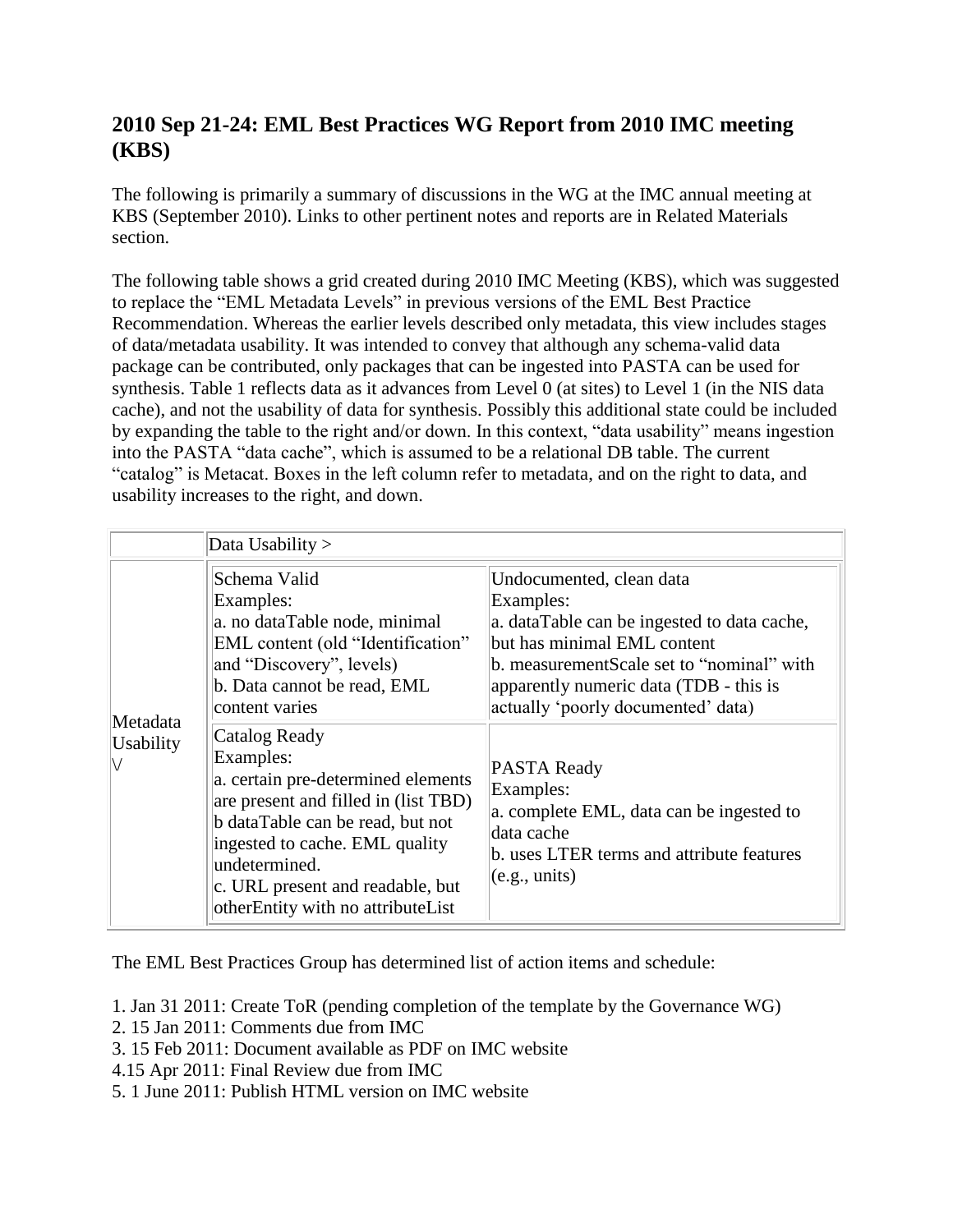## 2010 Sep 21-24: EML Best Practices WG Report from 2010 IMC meeting (KBS)

The following is primarily a summary of discussions in the WG at the IMC annual meeting at KBS (September 2010). Links to other pertinent notes and reports are in Related Materials section.

The following table shows a grid created during 2010 IMC Meeting (KBS), which was suggested to replace the "EML Metadata Levels" in previous versions of the EML Best Practice Recommendation. Whereas the earlier levels described only metadata, this view includes stages of data/metadata usability. It was intended to convey that although any schema-valid data package can be contributed, only packages that can be ingested into PASTA can be used for synthesis. Table 1 reflects data as it advances from Level 0 (at sites) to Level 1 (in the NIS data cache), and not the usability of data for synthesis. Possibly this additional state could be included by expanding the table to the right and/or down. In this context, "data usability" means ingestion into the PASTA "data cache", which is assumed to be a relational DB table. The current "catalog" is Metacat. Boxes in the left column refer to metadata, and on the right to data, and usability increases to the right, and down.

| | Data Usability > | |
|---|---|---|
| Metadata Usability \/ | Schema Valid<br>Examples:<br>a. no dataTable node, minimal EML content (old "Identification" and "Discovery", levels)<br>b. Data cannot be read, EML content varies | Undocumented, clean data<br>Examples:<br>a. dataTable can be ingested to data cache, but has minimal EML content<br>b. measurementScale set to "nominal" with apparently numeric data (TDB - this is actually 'poorly documented' data) |
| | Catalog Ready<br>Examples:<br>a. certain pre-determined elements are present and filled in (list TBD)<br>b dataTable can be read, but not ingested to cache. EML quality undetermined.<br>c. URL present and readable, but otherEntity with no attributeList | PASTA Ready<br>Examples:<br>a. complete EML, data can be ingested to data cache<br>b. uses LTER terms and attribute features (e.g., units) |

The EML Best Practices Group has determined list of action items and schedule:

1. Jan 31 2011: Create ToR (pending completion of the template by the Governance WG)
2. 15 Jan 2011: Comments due from IMC
3. 15 Feb 2011: Document available as PDF on IMC website
4.15 Apr 2011: Final Review due from IMC
5. 1 June 2011: Publish HTML version on IMC website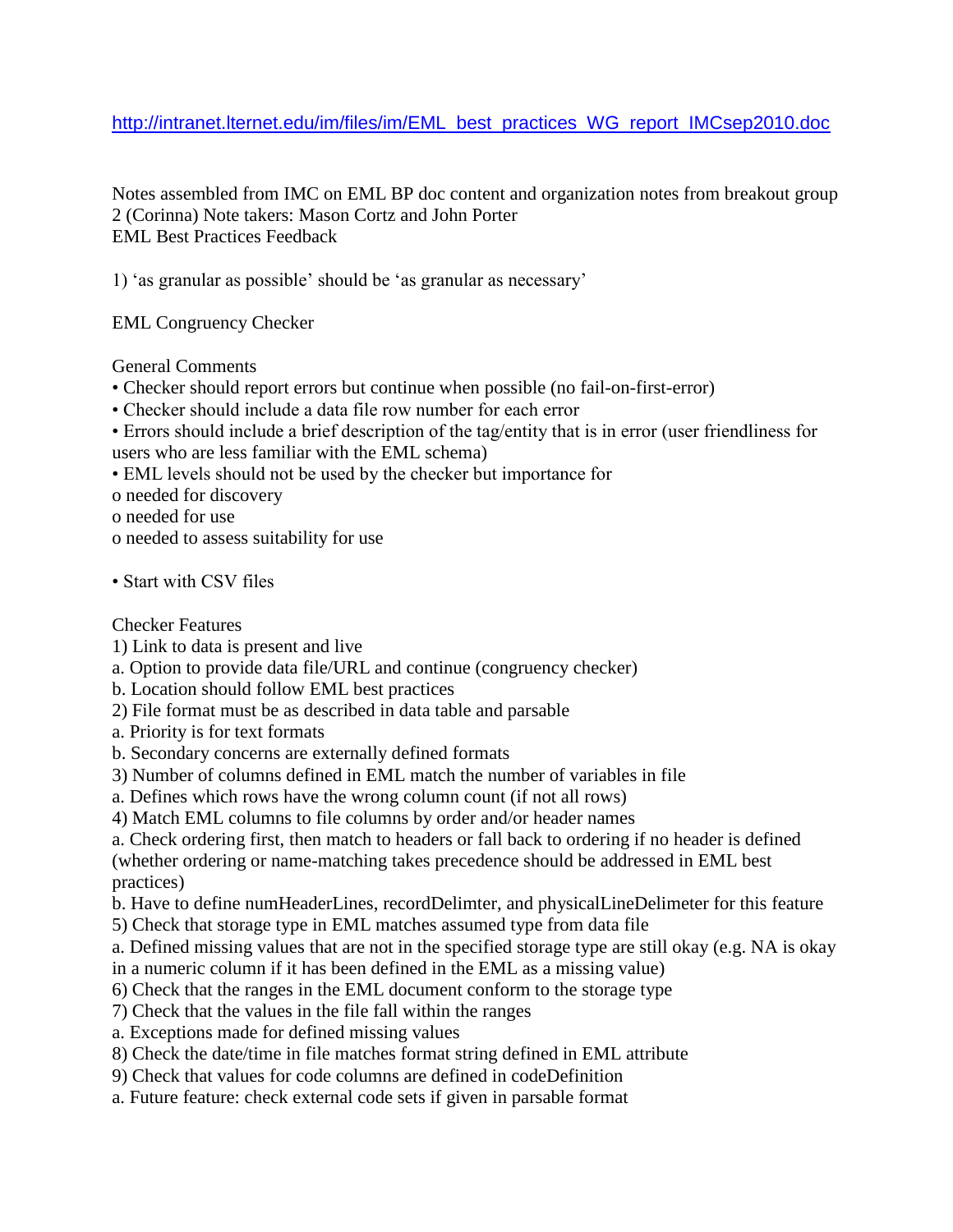http://intranet.lternet.edu/im/files/im/EML_best_practices_WG_report_IMCsep2010.doc

Notes assembled from IMC on EML BP doc content and organization notes from breakout group 2 (Corinna) Note takers: Mason Cortz and John Porter
EML Best Practices Feedback

1) 'as granular as possible' should be 'as granular as necessary'

EML Congruency Checker

General Comments

- Checker should report errors but continue when possible (no fail-on-first-error)
- Checker should include a data file row number for each error
- Errors should include a brief description of the tag/entity that is in error (user friendliness for users who are less familiar with the EML schema)
- EML levels should not be used by the checker but importance for
  - o needed for discovery
  - o needed for use
  - o needed to assess suitability for use

- Start with CSV files

Checker Features

1) Link to data is present and live
   a. Option to provide data file/URL and continue (congruency checker)
   b. Location should follow EML best practices
2) File format must be as described in data table and parsable
   a. Priority is for text formats
   b. Secondary concerns are externally defined formats
3) Number of columns defined in EML match the number of variables in file
   a. Defines which rows have the wrong column count (if not all rows)
4) Match EML columns to file columns by order and/or header names
   a. Check ordering first, then match to headers or fall back to ordering if no header is defined (whether ordering or name-matching takes precedence should be addressed in EML best practices)
   b. Have to define numHeaderLines, recordDelimter, and physicalLineDelimeter for this feature
5) Check that storage type in EML matches assumed type from data file
   a. Defined missing values that are not in the specified storage type are still okay (e.g. NA is okay in a numeric column if it has been defined in the EML as a missing value)
6) Check that the ranges in the EML document conform to the storage type
7) Check that the values in the file fall within the ranges
   a. Exceptions made for defined missing values
8) Check the date/time in file matches format string defined in EML attribute
9) Check that values for code columns are defined in codeDefinition
   a. Future feature: check external code sets if given in parsable format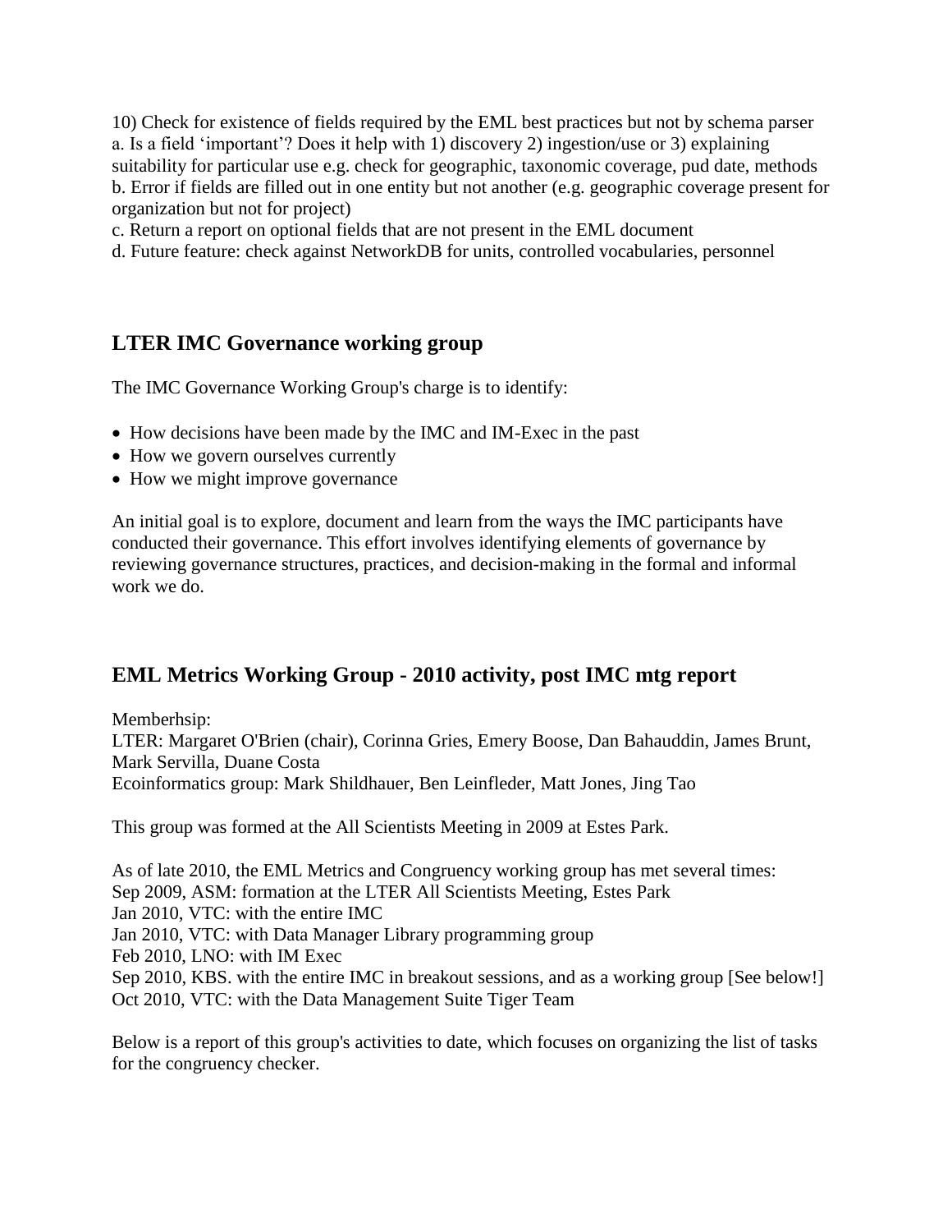10) Check for existence of fields required by the EML best practices but not by schema parser
a. Is a field 'important'? Does it help with 1) discovery 2) ingestion/use or 3) explaining suitability for particular use e.g. check for geographic, taxonomic coverage, pud date, methods
b. Error if fields are filled out in one entity but not another (e.g. geographic coverage present for organization but not for project)
c. Return a report on optional fields that are not present in the EML document
d. Future feature: check against NetworkDB for units, controlled vocabularies, personnel

## LTER IMC Governance working group

The IMC Governance Working Group's charge is to identify:

- How decisions have been made by the IMC and IM-Exec in the past
- How we govern ourselves currently
- How we might improve governance

An initial goal is to explore, document and learn from the ways the IMC participants have conducted their governance. This effort involves identifying elements of governance by reviewing governance structures, practices, and decision-making in the formal and informal work we do.

## EML Metrics Working Group - 2010 activity, post IMC mtg report

Memberhsip:
LTER: Margaret O'Brien (chair), Corinna Gries, Emery Boose, Dan Bahauddin, James Brunt, Mark Servilla, Duane Costa
Ecoinformatics group: Mark Shildhauer, Ben Leinfleder, Matt Jones, Jing Tao

This group was formed at the All Scientists Meeting in 2009 at Estes Park.

As of late 2010, the EML Metrics and Congruency working group has met several times:
Sep 2009, ASM: formation at the LTER All Scientists Meeting, Estes Park
Jan 2010, VTC: with the entire IMC
Jan 2010, VTC: with Data Manager Library programming group
Feb 2010, LNO: with IM Exec
Sep 2010, KBS. with the entire IMC in breakout sessions, and as a working group [See below!]
Oct 2010, VTC: with the Data Management Suite Tiger Team

Below is a report of this group's activities to date, which focuses on organizing the list of tasks for the congruency checker.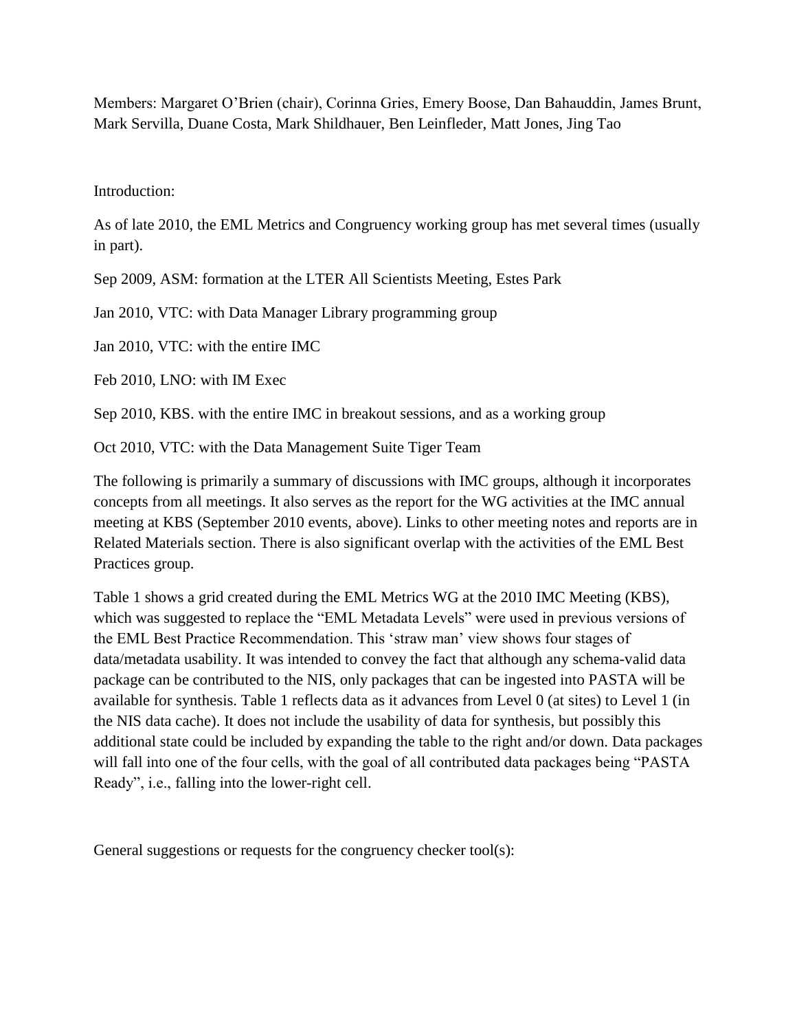Members: Margaret O'Brien (chair), Corinna Gries, Emery Boose, Dan Bahauddin, James Brunt, Mark Servilla, Duane Costa, Mark Shildhauer, Ben Leinfleder, Matt Jones, Jing Tao

Introduction:

As of late 2010, the EML Metrics and Congruency working group has met several times (usually in part).

Sep 2009, ASM: formation at the LTER All Scientists Meeting, Estes Park

Jan 2010, VTC: with Data Manager Library programming group

Jan 2010, VTC: with the entire IMC

Feb 2010, LNO: with IM Exec

Sep 2010, KBS. with the entire IMC in breakout sessions, and as a working group

Oct 2010, VTC: with the Data Management Suite Tiger Team

The following is primarily a summary of discussions with IMC groups, although it incorporates concepts from all meetings. It also serves as the report for the WG activities at the IMC annual meeting at KBS (September 2010 events, above). Links to other meeting notes and reports are in Related Materials section. There is also significant overlap with the activities of the EML Best Practices group.

Table 1 shows a grid created during the EML Metrics WG at the 2010 IMC Meeting (KBS), which was suggested to replace the "EML Metadata Levels" were used in previous versions of the EML Best Practice Recommendation. This 'straw man' view shows four stages of data/metadata usability. It was intended to convey the fact that although any schema-valid data package can be contributed to the NIS, only packages that can be ingested into PASTA will be available for synthesis. Table 1 reflects data as it advances from Level 0 (at sites) to Level 1 (in the NIS data cache). It does not include the usability of data for synthesis, but possibly this additional state could be included by expanding the table to the right and/or down. Data packages will fall into one of the four cells, with the goal of all contributed data packages being "PASTA Ready", i.e., falling into the lower-right cell.

General suggestions or requests for the congruency checker tool(s):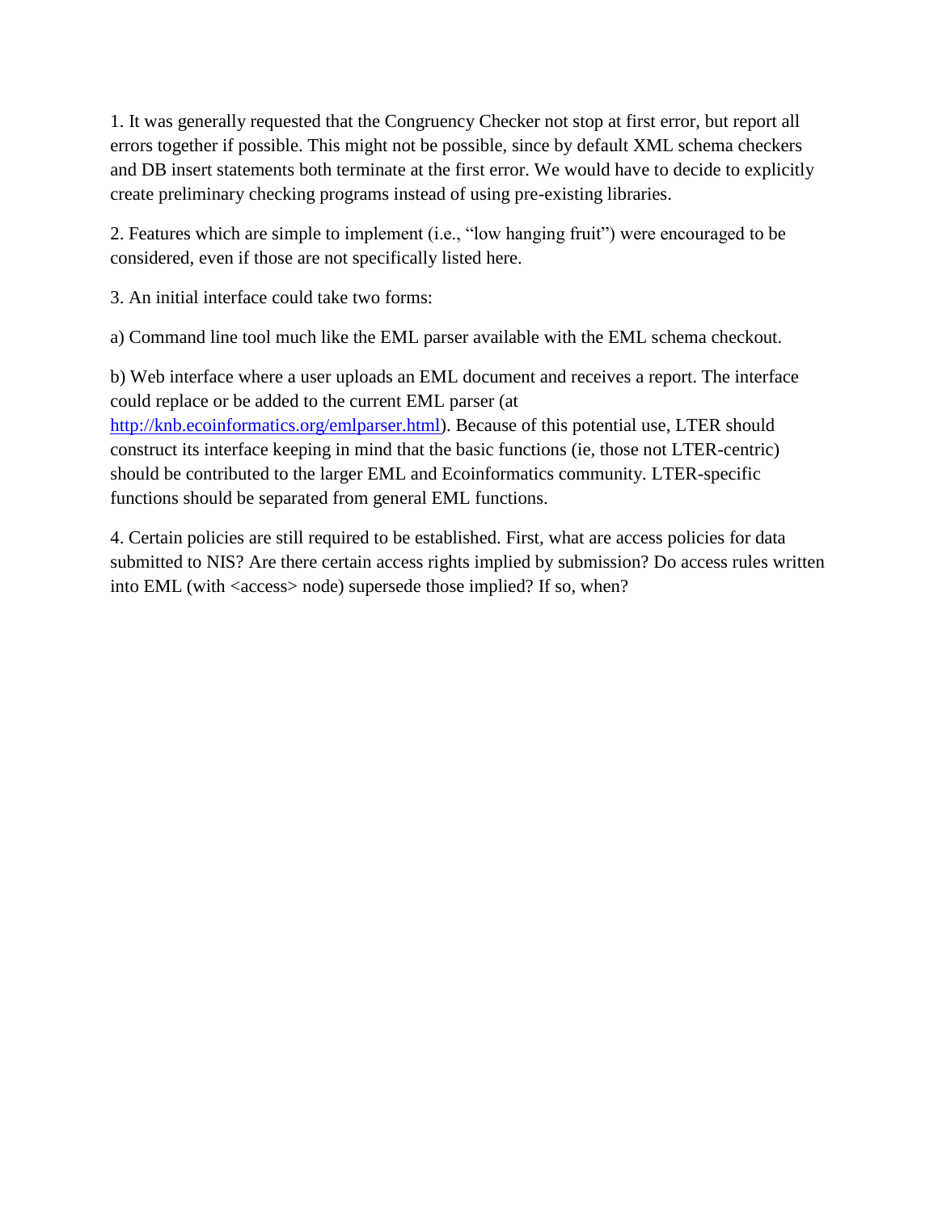1. It was generally requested that the Congruency Checker not stop at first error, but report all errors together if possible. This might not be possible, since by default XML schema checkers and DB insert statements both terminate at the first error. We would have to decide to explicitly create preliminary checking programs instead of using pre-existing libraries.

2. Features which are simple to implement (i.e., "low hanging fruit") were encouraged to be considered, even if those are not specifically listed here.

3. An initial interface could take two forms:

a) Command line tool much like the EML parser available with the EML schema checkout.

b) Web interface where a user uploads an EML document and receives a report. The interface could replace or be added to the current EML parser (at [http://knb.ecoinformatics.org/emlparser.html](http://knb.ecoinformatics.org/emlparser.html)). Because of this potential use, LTER should construct its interface keeping in mind that the basic functions (ie, those not LTER-centric) should be contributed to the larger EML and Ecoinformatics community. LTER-specific functions should be separated from general EML functions.

4. Certain policies are still required to be established. First, what are access policies for data submitted to NIS? Are there certain access rights implied by submission? Do access rules written into EML (with <access> node) supersede those implied? If so, when?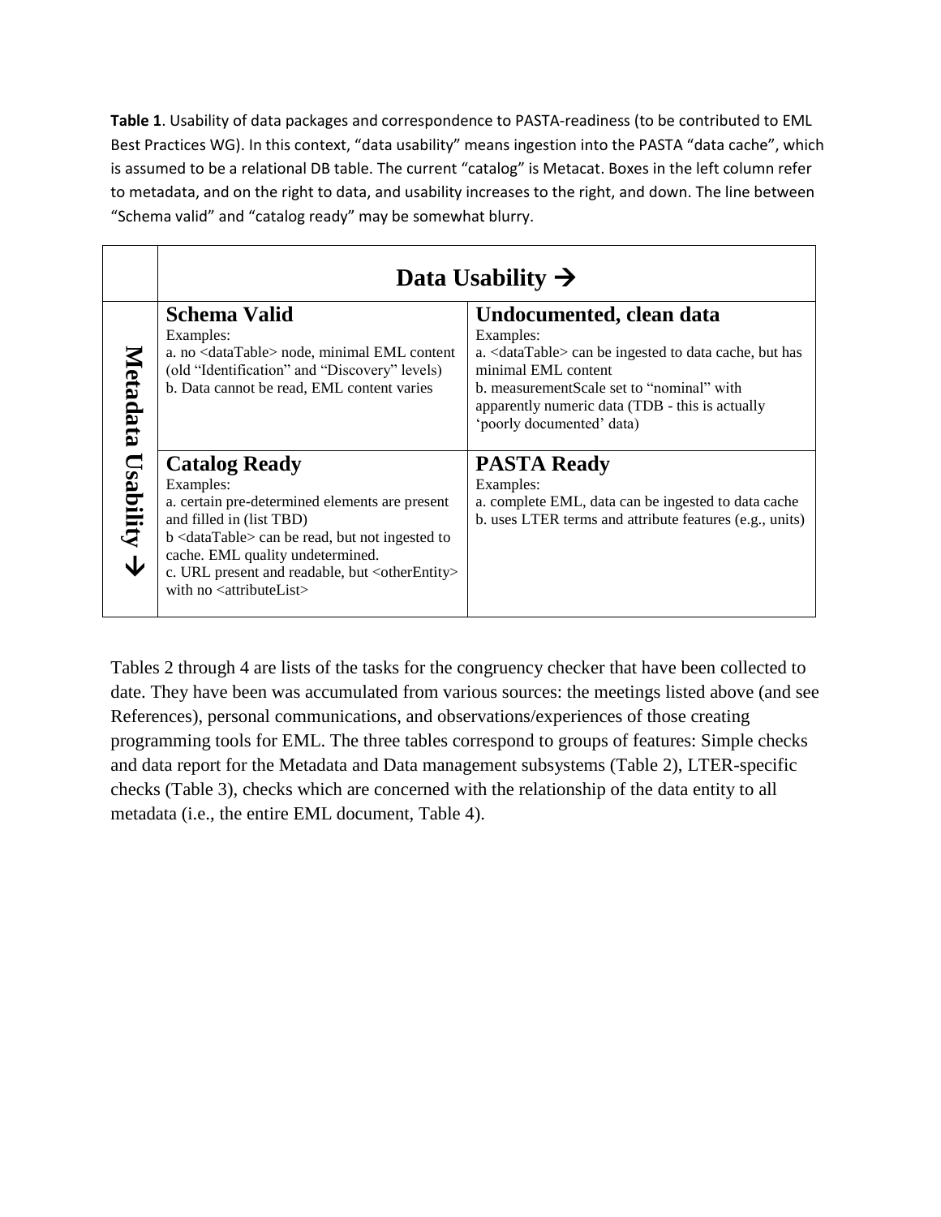**Table 1**. Usability of data packages and correspondence to PASTA-readiness (to be contributed to EML Best Practices WG). In this context, "data usability" means ingestion into the PASTA "data cache", which is assumed to be a relational DB table. The current "catalog" is Metacat. Boxes in the left column refer to metadata, and on the right to data, and usability increases to the right, and down. The line between "Schema valid" and "catalog ready" may be somewhat blurry.

| | **Data Usability →** | |
|---|---|---|
| **Metadata Usability ↓** | **Schema Valid**<br>Examples:<br>a. no <dataTable> node, minimal EML content (old "Identification" and "Discovery" levels)<br>b. Data cannot be read, EML content varies | **Undocumented, clean data**<br>Examples:<br>a. <dataTable> can be ingested to data cache, but has minimal EML content<br>b. measurementScale set to "nominal" with apparently numeric data (TDB - this is actually 'poorly documented' data) |
| | **Catalog Ready**<br>Examples:<br>a. certain pre-determined elements are present and filled in (list TBD)<br>b <dataTable> can be read, but not ingested to cache. EML quality undetermined.<br>c. URL present and readable, but <otherEntity> with no <attributeList> | **PASTA Ready**<br>Examples:<br>a. complete EML, data can be ingested to data cache<br>b. uses LTER terms and attribute features (e.g., units) |

Tables 2 through 4 are lists of the tasks for the congruency checker that have been collected to date. They have been was accumulated from various sources: the meetings listed above (and see References), personal communications, and observations/experiences of those creating programming tools for EML. The three tables correspond to groups of features: Simple checks and data report for the Metadata and Data management subsystems (Table 2), LTER-specific checks (Table 3), checks which are concerned with the relationship of the data entity to all metadata (i.e., the entire EML document, Table 4).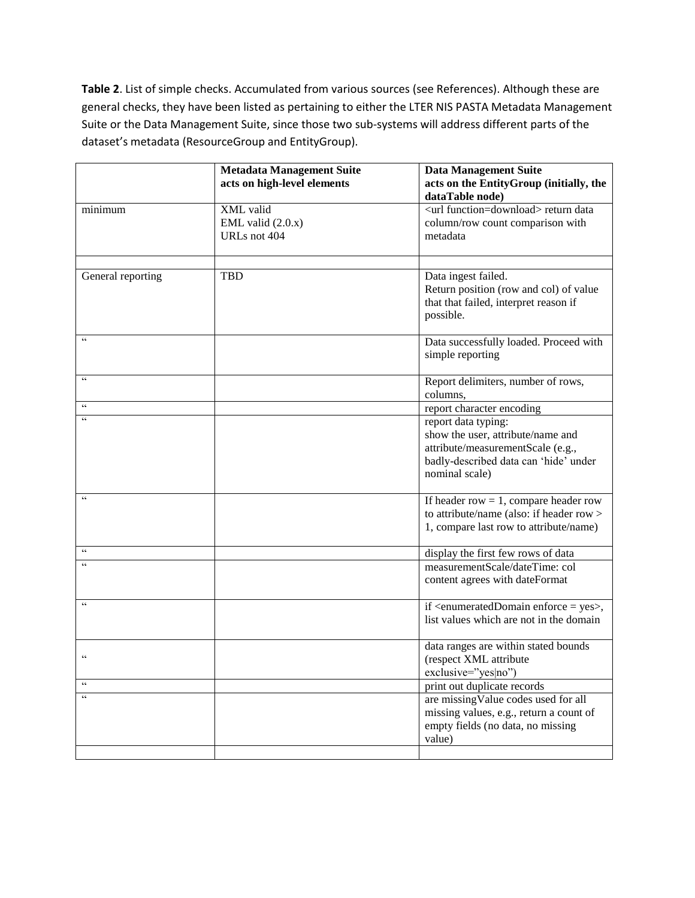**Table 2**. List of simple checks. Accumulated from various sources (see References). Although these are general checks, they have been listed as pertaining to either the LTER NIS PASTA Metadata Management Suite or the Data Management Suite, since those two sub-systems will address different parts of the dataset's metadata (ResourceGroup and EntityGroup).

| | **Metadata Management Suite acts on high-level elements** | **Data Management Suite acts on the EntityGroup (initially, the dataTable node)** |
|---|---|---|
| minimum | XML valid<br>EML valid (2.0.x)<br>URLs not 404 | <url function=download> return data column/row count comparison with metadata |
| | | |
| General reporting | TBD | Data ingest failed.<br>Return position (row and col) of value that that failed, interpret reason if possible. |
| " | | Data successfully loaded. Proceed with simple reporting |
| " | | Report delimiters, number of rows, columns, |
| " | | report character encoding |
| " | | report data typing:<br>show the user, attribute/name and attribute/measurementScale (e.g., badly-described data can 'hide' under nominal scale) |
| " | | If header row = 1, compare header row to attribute/name (also: if header row > 1, compare last row to attribute/name) |
| " | | display the first few rows of data |
| " | | measurementScale/dateTime: col content agrees with dateFormat |
| " | | if <enumeratedDomain enforce = yes>, list values which are not in the domain |
| " | | data ranges are within stated bounds (respect XML attribute exclusive="yes\|no") |
| " | | print out duplicate records |
| " | | are missingValue codes used for all missing values, e.g., return a count of empty fields (no data, no missing value) |
| | | |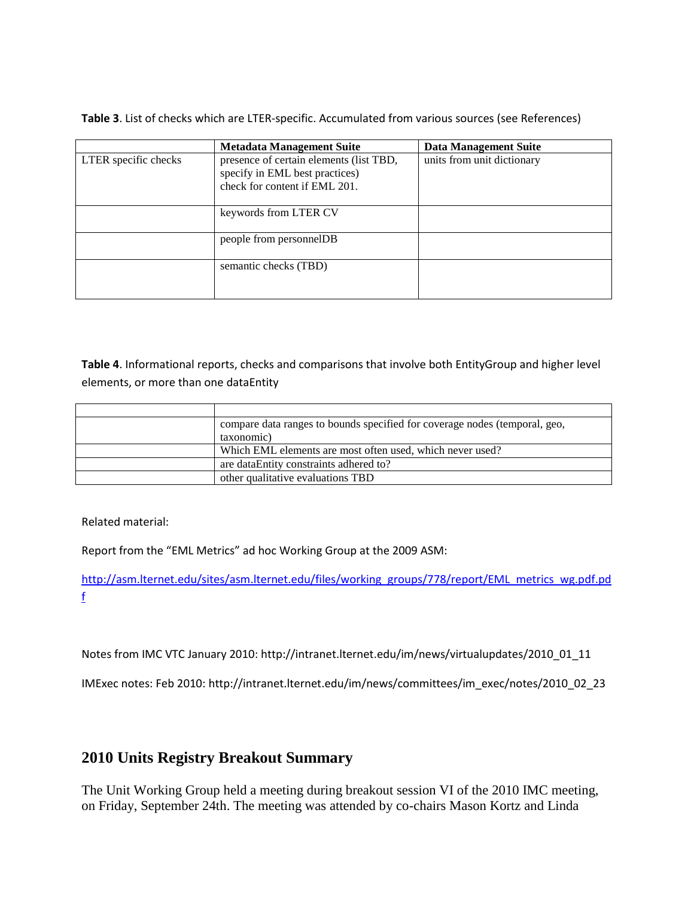**Table 3**. List of checks which are LTER-specific. Accumulated from various sources (see References)

| | Metadata Management Suite | Data Management Suite |
|---|---|---|
| LTER specific checks | presence of certain elements (list TBD, specify in EML best practices) check for content if EML 201. | units from unit dictionary |
| | keywords from LTER CV | |
| | people from personnelDB | |
| | semantic checks (TBD) | |

**Table 4**. Informational reports, checks and comparisons that involve both EntityGroup and higher level elements, or more than one dataEntity

| | |
|---|---|
| | compare data ranges to bounds specified for coverage nodes (temporal, geo, taxonomic) |
| | Which EML elements are most often used, which never used? |
| | are dataEntity constraints adhered to? |
| | other qualitative evaluations TBD |

Related material:

Report from the "EML Metrics" ad hoc Working Group at the 2009 ASM:

http://asm.lternet.edu/sites/asm.lternet.edu/files/working_groups/778/report/EML_metrics_wg.pdf.pdf

Notes from IMC VTC January 2010: http://intranet.lternet.edu/im/news/virtualupdates/2010_01_11

IMExec notes: Feb 2010: http://intranet.lternet.edu/im/news/committees/im_exec/notes/2010_02_23

## 2010 Units Registry Breakout Summary

The Unit Working Group held a meeting during breakout session VI of the 2010 IMC meeting, on Friday, September 24th. The meeting was attended by co-chairs Mason Kortz and Linda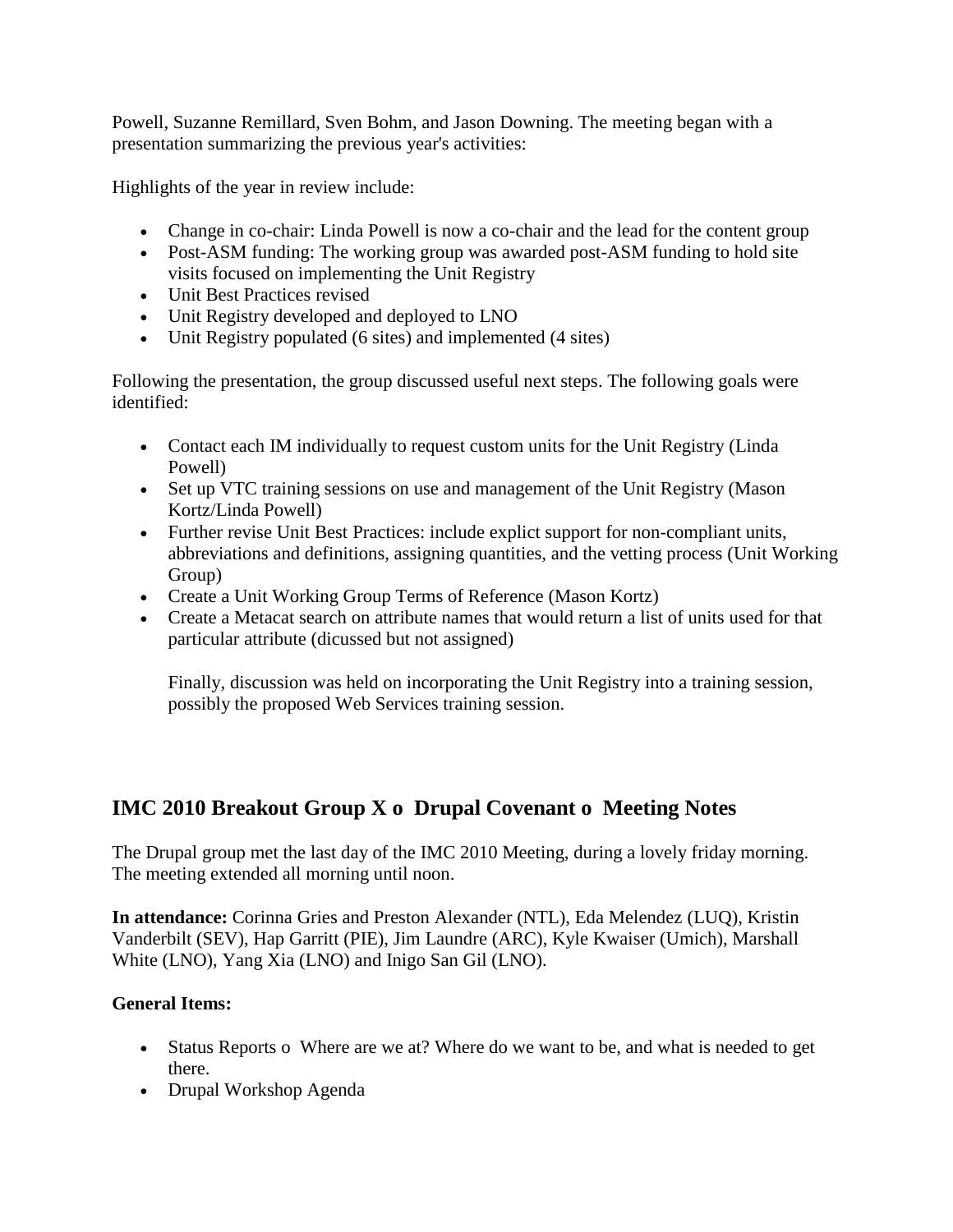Powell, Suzanne Remillard, Sven Bohm, and Jason Downing. The meeting began with a presentation summarizing the previous year's activities:

Highlights of the year in review include:

- Change in co-chair: Linda Powell is now a co-chair and the lead for the content group
- Post-ASM funding: The working group was awarded post-ASM funding to hold site visits focused on implementing the Unit Registry
- Unit Best Practices revised
- Unit Registry developed and deployed to LNO
- Unit Registry populated (6 sites) and implemented (4 sites)

Following the presentation, the group discussed useful next steps. The following goals were identified:

- Contact each IM individually to request custom units for the Unit Registry (Linda Powell)
- Set up VTC training sessions on use and management of the Unit Registry (Mason Kortz/Linda Powell)
- Further revise Unit Best Practices: include explict support for non-compliant units, abbreviations and definitions, assigning quantities, and the vetting process (Unit Working Group)
- Create a Unit Working Group Terms of Reference (Mason Kortz)
- Create a Metacat search on attribute names that would return a list of units used for that particular attribute (dicussed but not assigned)

  Finally, discussion was held on incorporating the Unit Registry into a training session, possibly the proposed Web Services training session.

## IMC 2010 Breakout Group X o Drupal Covenant o Meeting Notes

The Drupal group met the last day of the IMC 2010 Meeting, during a lovely friday morning. The meeting extended all morning until noon.

**In attendance:** Corinna Gries and Preston Alexander (NTL), Eda Melendez (LUQ), Kristin Vanderbilt (SEV), Hap Garritt (PIE), Jim Laundre (ARC), Kyle Kwaiser (Umich), Marshall White (LNO), Yang Xia (LNO) and Inigo San Gil (LNO).

**General Items:**

- Status Reports o Where are we at? Where do we want to be, and what is needed to get there.
- Drupal Workshop Agenda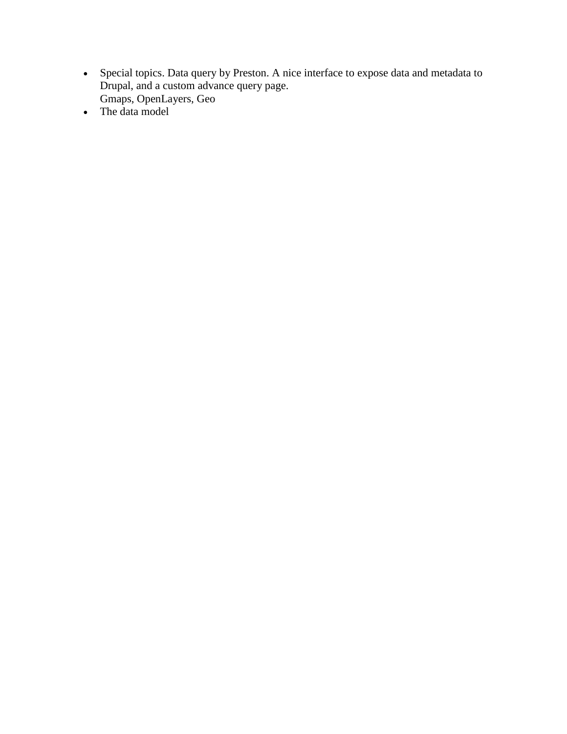- Special topics. Data query by Preston. A nice interface to expose data and metadata to Drupal, and a custom advance query page.
  Gmaps, OpenLayers, Geo
- The data model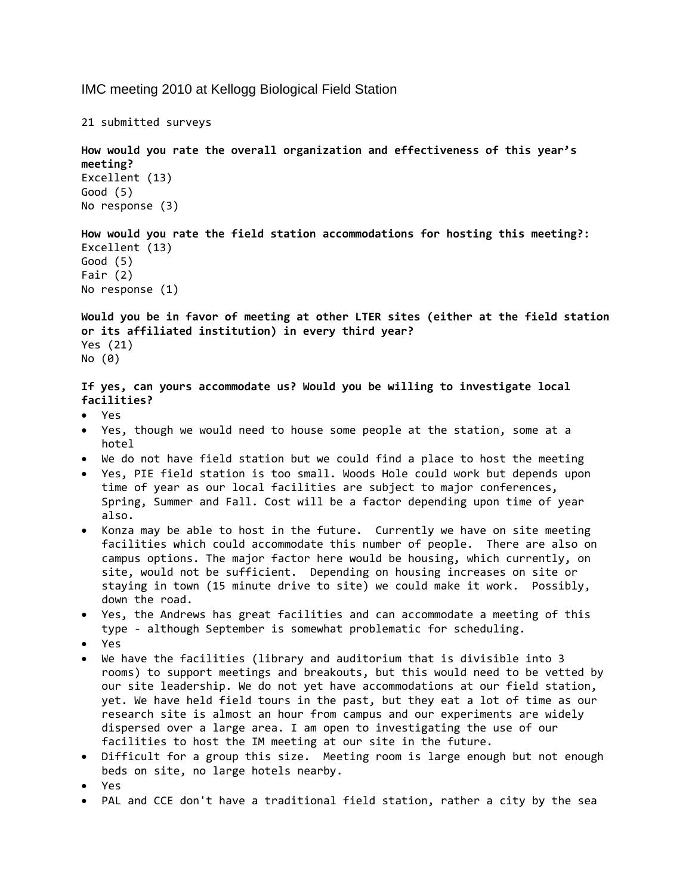# IMC meeting 2010 at Kellogg Biological Field Station

21 submitted surveys

**How would you rate the overall organization and effectiveness of this year's meeting?**
Excellent (13)
Good (5)
No response (3)

**How would you rate the field station accommodations for hosting this meeting?:**
Excellent (13)
Good (5)
Fair (2)
No response (1)

**Would you be in favor of meeting at other LTER sites (either at the field station or its affiliated institution) in every third year?**
Yes (21)
No (0)

**If yes, can yours accommodate us? Would you be willing to investigate local facilities?**

- Yes
- Yes, though we would need to house some people at the station, some at a hotel
- We do not have field station but we could find a place to host the meeting
- Yes, PIE field station is too small. Woods Hole could work but depends upon time of year as our local facilities are subject to major conferences, Spring, Summer and Fall. Cost will be a factor depending upon time of year also.
- Konza may be able to host in the future. Currently we have on site meeting facilities which could accommodate this number of people. There are also on campus options. The major factor here would be housing, which currently, on site, would not be sufficient. Depending on housing increases on site or staying in town (15 minute drive to site) we could make it work. Possibly, down the road.
- Yes, the Andrews has great facilities and can accommodate a meeting of this type - although September is somewhat problematic for scheduling.
- Yes
- We have the facilities (library and auditorium that is divisible into 3 rooms) to support meetings and breakouts, but this would need to be vetted by our site leadership. We do not yet have accommodations at our field station, yet. We have held field tours in the past, but they eat a lot of time as our research site is almost an hour from campus and our experiments are widely dispersed over a large area. I am open to investigating the use of our facilities to host the IM meeting at our site in the future.
- Difficult for a group this size. Meeting room is large enough but not enough beds on site, no large hotels nearby.
- Yes
- PAL and CCE don't have a traditional field station, rather a city by the sea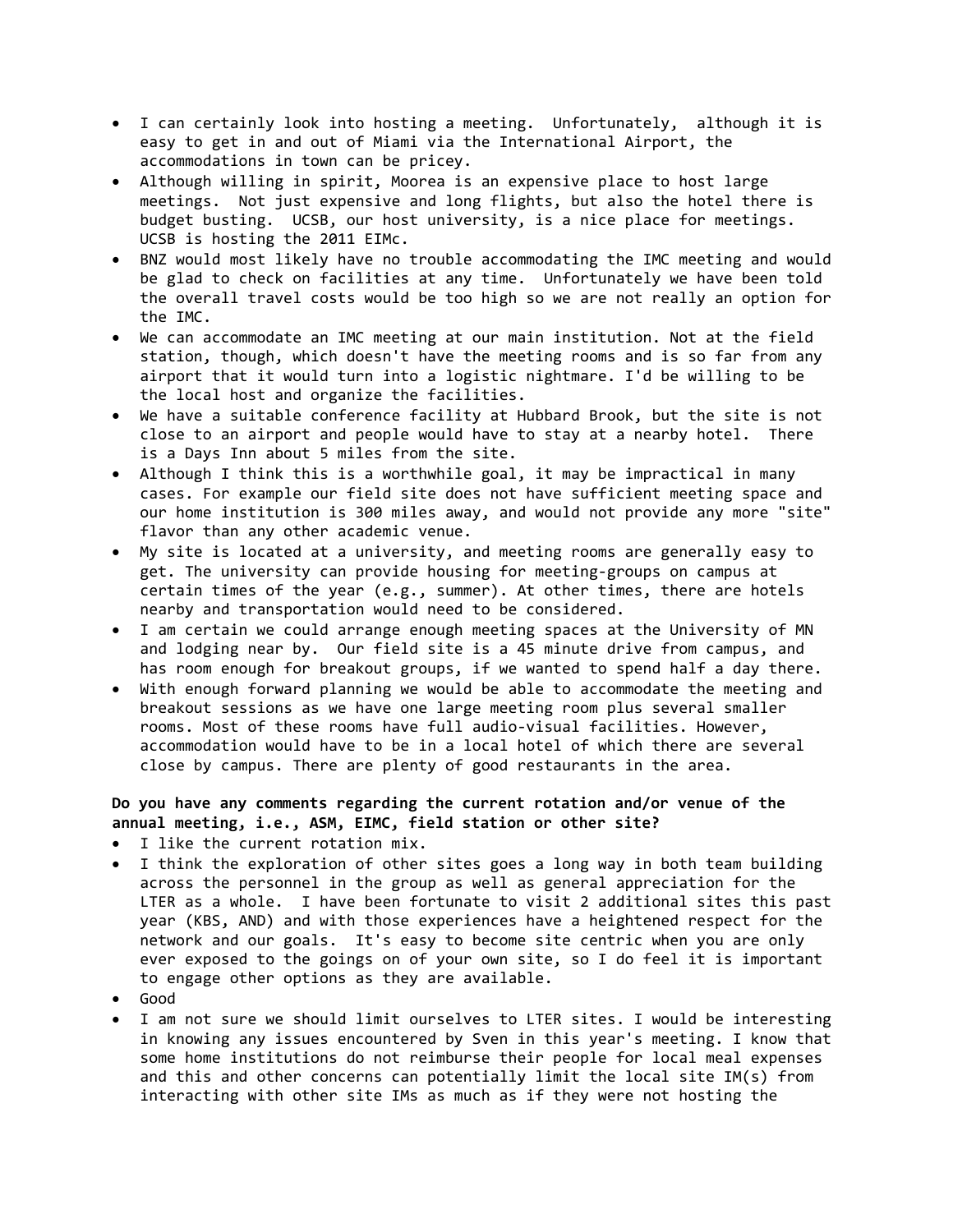- I can certainly look into hosting a meeting. Unfortunately, although it is easy to get in and out of Miami via the International Airport, the accommodations in town can be pricey.
- Although willing in spirit, Moorea is an expensive place to host large meetings. Not just expensive and long flights, but also the hotel there is budget busting. UCSB, our host university, is a nice place for meetings. UCSB is hosting the 2011 EIMc.
- BNZ would most likely have no trouble accommodating the IMC meeting and would be glad to check on facilities at any time. Unfortunately we have been told the overall travel costs would be too high so we are not really an option for the IMC.
- We can accommodate an IMC meeting at our main institution. Not at the field station, though, which doesn't have the meeting rooms and is so far from any airport that it would turn into a logistic nightmare. I'd be willing to be the local host and organize the facilities.
- We have a suitable conference facility at Hubbard Brook, but the site is not close to an airport and people would have to stay at a nearby hotel. There is a Days Inn about 5 miles from the site.
- Although I think this is a worthwhile goal, it may be impractical in many cases. For example our field site does not have sufficient meeting space and our home institution is 300 miles away, and would not provide any more "site" flavor than any other academic venue.
- My site is located at a university, and meeting rooms are generally easy to get. The university can provide housing for meeting-groups on campus at certain times of the year (e.g., summer). At other times, there are hotels nearby and transportation would need to be considered.
- I am certain we could arrange enough meeting spaces at the University of MN and lodging near by. Our field site is a 45 minute drive from campus, and has room enough for breakout groups, if we wanted to spend half a day there.
- With enough forward planning we would be able to accommodate the meeting and breakout sessions as we have one large meeting room plus several smaller rooms. Most of these rooms have full audio-visual facilities. However, accommodation would have to be in a local hotel of which there are several close by campus. There are plenty of good restaurants in the area.

**Do you have any comments regarding the current rotation and/or venue of the annual meeting, i.e., ASM, EIMC, field station or other site?**

- I like the current rotation mix.
- I think the exploration of other sites goes a long way in both team building across the personnel in the group as well as general appreciation for the LTER as a whole. I have been fortunate to visit 2 additional sites this past year (KBS, AND) and with those experiences have a heightened respect for the network and our goals. It's easy to become site centric when you are only ever exposed to the goings on of your own site, so I do feel it is important to engage other options as they are available.
- Good
- I am not sure we should limit ourselves to LTER sites. I would be interesting in knowing any issues encountered by Sven in this year's meeting. I know that some home institutions do not reimburse their people for local meal expenses and this and other concerns can potentially limit the local site IM(s) from interacting with other site IMs as much as if they were not hosting the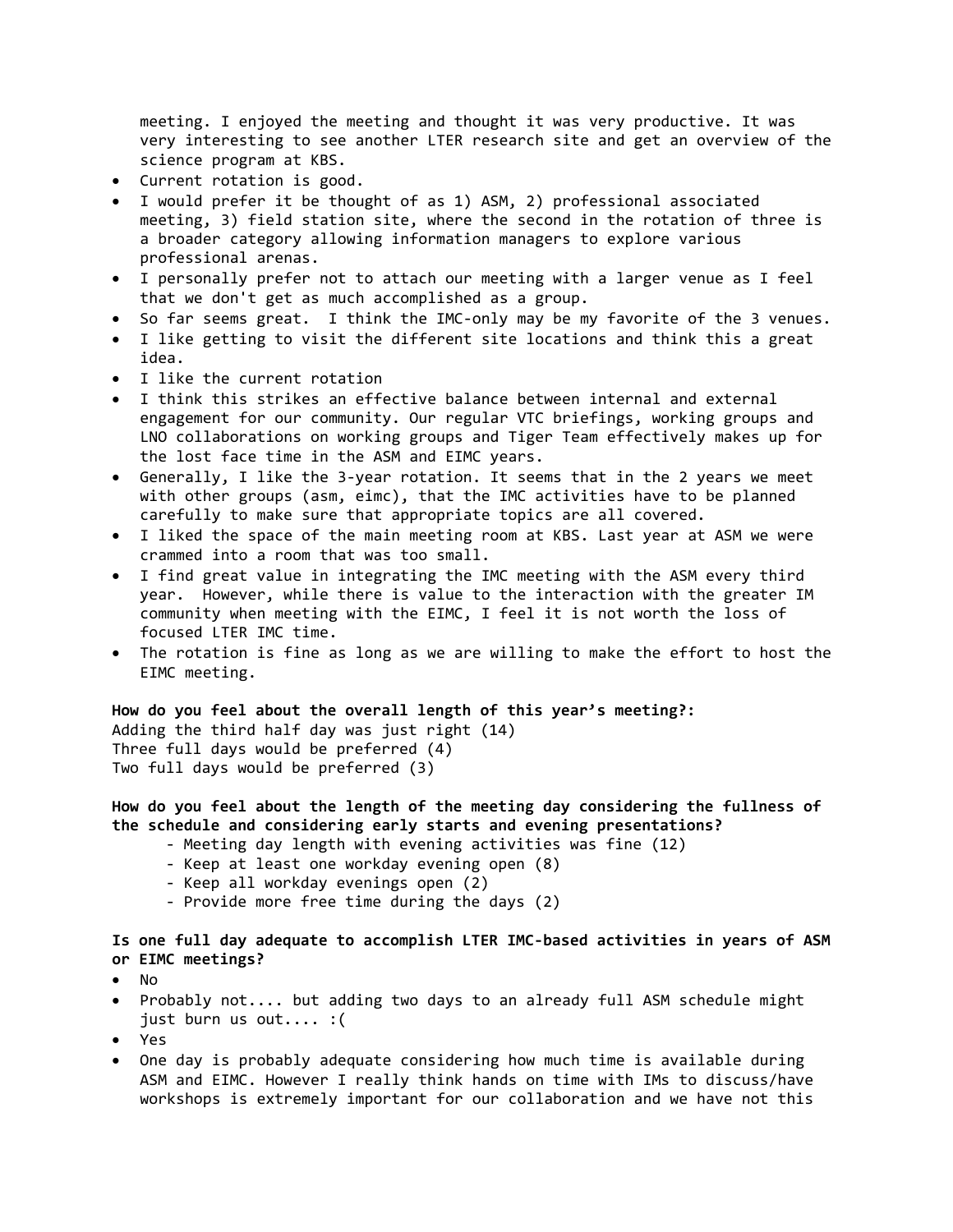meeting. I enjoyed the meeting and thought it was very productive. It was very interesting to see another LTER research site and get an overview of the science program at KBS.

- Current rotation is good.
- I would prefer it be thought of as 1) ASM, 2) professional associated meeting, 3) field station site, where the second in the rotation of three is a broader category allowing information managers to explore various professional arenas.
- I personally prefer not to attach our meeting with a larger venue as I feel that we don't get as much accomplished as a group.
- So far seems great. I think the IMC-only may be my favorite of the 3 venues.
- I like getting to visit the different site locations and think this a great idea.
- I like the current rotation
- I think this strikes an effective balance between internal and external engagement for our community. Our regular VTC briefings, working groups and LNO collaborations on working groups and Tiger Team effectively makes up for the lost face time in the ASM and EIMC years.
- Generally, I like the 3-year rotation. It seems that in the 2 years we meet with other groups (asm, eimc), that the IMC activities have to be planned carefully to make sure that appropriate topics are all covered.
- I liked the space of the main meeting room at KBS. Last year at ASM we were crammed into a room that was too small.
- I find great value in integrating the IMC meeting with the ASM every third year. However, while there is value to the interaction with the greater IM community when meeting with the EIMC, I feel it is not worth the loss of focused LTER IMC time.
- The rotation is fine as long as we are willing to make the effort to host the EIMC meeting.

**How do you feel about the overall length of this year's meeting?:**
Adding the third half day was just right (14)
Three full days would be preferred (4)
Two full days would be preferred (3)

**How do you feel about the length of the meeting day considering the fullness of the schedule and considering early starts and evening presentations?**

- Meeting day length with evening activities was fine (12)
- Keep at least one workday evening open (8)
- Keep all workday evenings open (2)
- Provide more free time during the days (2)

**Is one full day adequate to accomplish LTER IMC-based activities in years of ASM or EIMC meetings?**

- No
- Probably not.... but adding two days to an already full ASM schedule might just burn us out.... :(
- Yes
- One day is probably adequate considering how much time is available during ASM and EIMC. However I really think hands on time with IMs to discuss/have workshops is extremely important for our collaboration and we have not this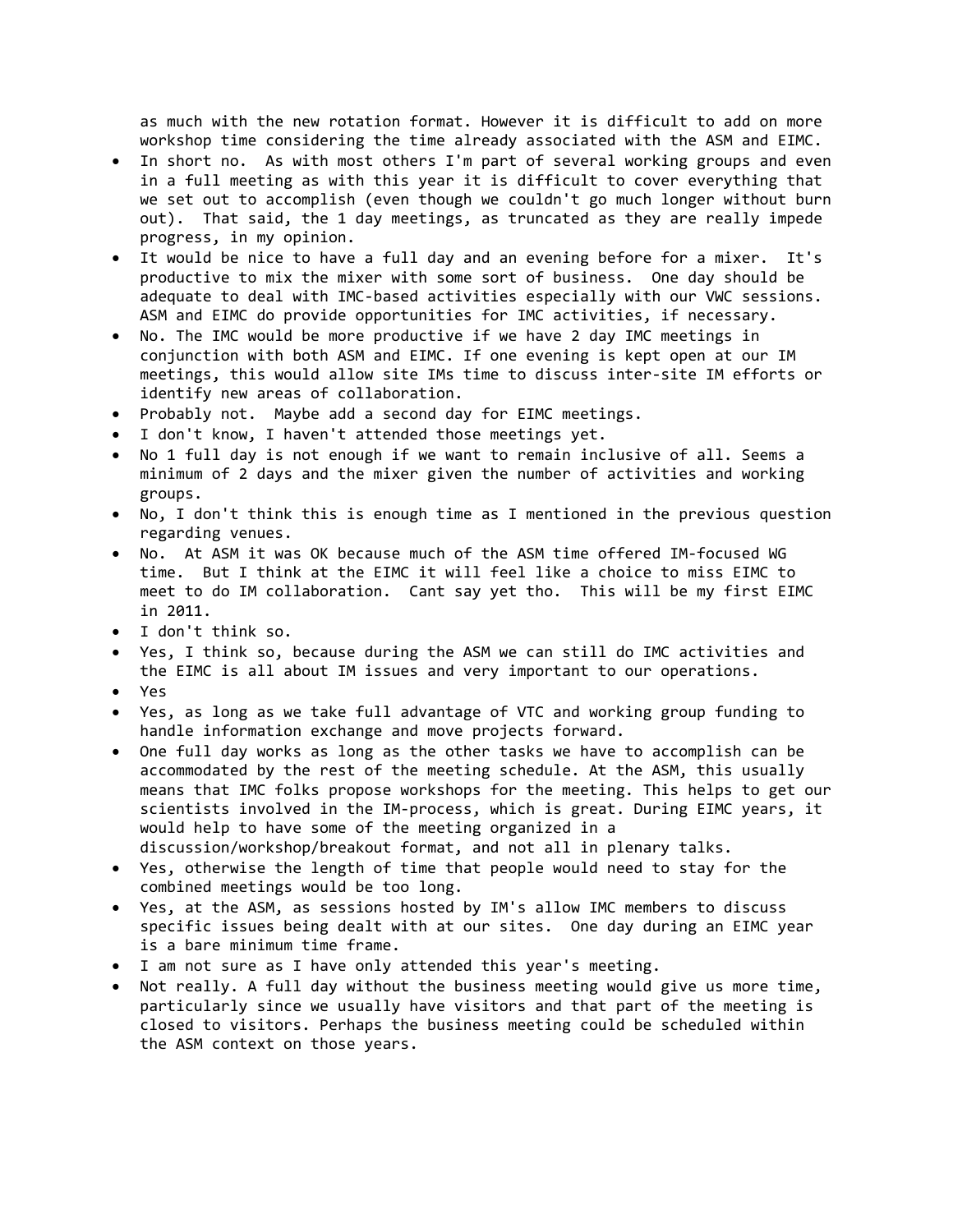as much with the new rotation format. However it is difficult to add on more workshop time considering the time already associated with the ASM and EIMC.

- In short no. As with most others I'm part of several working groups and even in a full meeting as with this year it is difficult to cover everything that we set out to accomplish (even though we couldn't go much longer without burn out). That said, the 1 day meetings, as truncated as they are really impede progress, in my opinion.
- It would be nice to have a full day and an evening before for a mixer. It's productive to mix the mixer with some sort of business. One day should be adequate to deal with IMC-based activities especially with our VWC sessions. ASM and EIMC do provide opportunities for IMC activities, if necessary.
- No. The IMC would be more productive if we have 2 day IMC meetings in conjunction with both ASM and EIMC. If one evening is kept open at our IM meetings, this would allow site IMs time to discuss inter-site IM efforts or identify new areas of collaboration.
- Probably not. Maybe add a second day for EIMC meetings.
- I don't know, I haven't attended those meetings yet.
- No 1 full day is not enough if we want to remain inclusive of all. Seems a minimum of 2 days and the mixer given the number of activities and working groups.
- No, I don't think this is enough time as I mentioned in the previous question regarding venues.
- No. At ASM it was OK because much of the ASM time offered IM-focused WG time. But I think at the EIMC it will feel like a choice to miss EIMC to meet to do IM collaboration. Cant say yet tho. This will be my first EIMC in 2011.
- I don't think so.
- Yes, I think so, because during the ASM we can still do IMC activities and the EIMC is all about IM issues and very important to our operations.
- Yes
- Yes, as long as we take full advantage of VTC and working group funding to handle information exchange and move projects forward.
- One full day works as long as the other tasks we have to accomplish can be accommodated by the rest of the meeting schedule. At the ASM, this usually means that IMC folks propose workshops for the meeting. This helps to get our scientists involved in the IM-process, which is great. During EIMC years, it would help to have some of the meeting organized in a discussion/workshop/breakout format, and not all in plenary talks.
- Yes, otherwise the length of time that people would need to stay for the combined meetings would be too long.
- Yes, at the ASM, as sessions hosted by IM's allow IMC members to discuss specific issues being dealt with at our sites. One day during an EIMC year is a bare minimum time frame.
- I am not sure as I have only attended this year's meeting.
- Not really. A full day without the business meeting would give us more time, particularly since we usually have visitors and that part of the meeting is closed to visitors. Perhaps the business meeting could be scheduled within the ASM context on those years.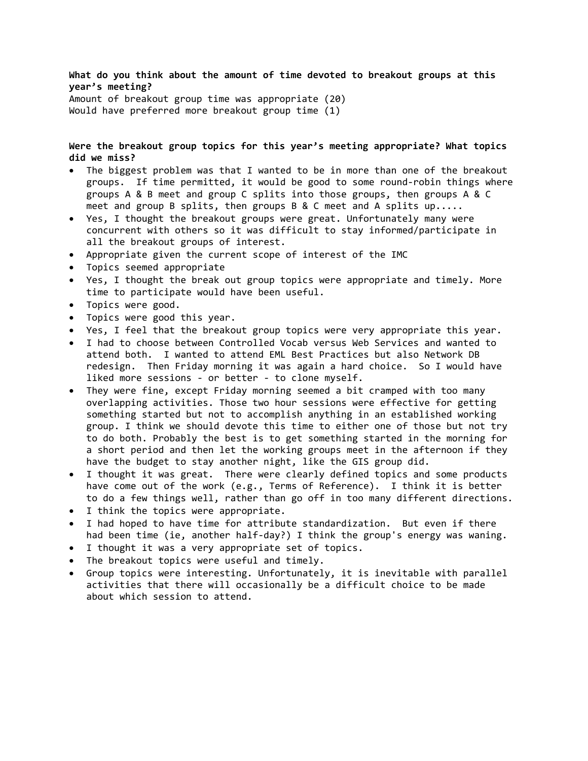**What do you think about the amount of time devoted to breakout groups at this year's meeting?**

Amount of breakout group time was appropriate (20)
Would have preferred more breakout group time (1)

**Were the breakout group topics for this year's meeting appropriate? What topics did we miss?**

- The biggest problem was that I wanted to be in more than one of the breakout groups. If time permitted, it would be good to some round-robin things where groups A & B meet and group C splits into those groups, then groups A & C meet and group B splits, then groups B & C meet and A splits up.....
- Yes, I thought the breakout groups were great. Unfortunately many were concurrent with others so it was difficult to stay informed/participate in all the breakout groups of interest.
- Appropriate given the current scope of interest of the IMC
- Topics seemed appropriate
- Yes, I thought the break out group topics were appropriate and timely. More time to participate would have been useful.
- Topics were good.
- Topics were good this year.
- Yes, I feel that the breakout group topics were very appropriate this year.
- I had to choose between Controlled Vocab versus Web Services and wanted to attend both. I wanted to attend EML Best Practices but also Network DB redesign. Then Friday morning it was again a hard choice. So I would have liked more sessions - or better - to clone myself.
- They were fine, except Friday morning seemed a bit cramped with too many overlapping activities. Those two hour sessions were effective for getting something started but not to accomplish anything in an established working group. I think we should devote this time to either one of those but not try to do both. Probably the best is to get something started in the morning for a short period and then let the working groups meet in the afternoon if they have the budget to stay another night, like the GIS group did.
- I thought it was great. There were clearly defined topics and some products have come out of the work (e.g., Terms of Reference). I think it is better to do a few things well, rather than go off in too many different directions.
- I think the topics were appropriate.
- I had hoped to have time for attribute standardization. But even if there had been time (ie, another half-day?) I think the group's energy was waning.
- I thought it was a very appropriate set of topics.
- The breakout topics were useful and timely.
- Group topics were interesting. Unfortunately, it is inevitable with parallel activities that there will occasionally be a difficult choice to be made about which session to attend.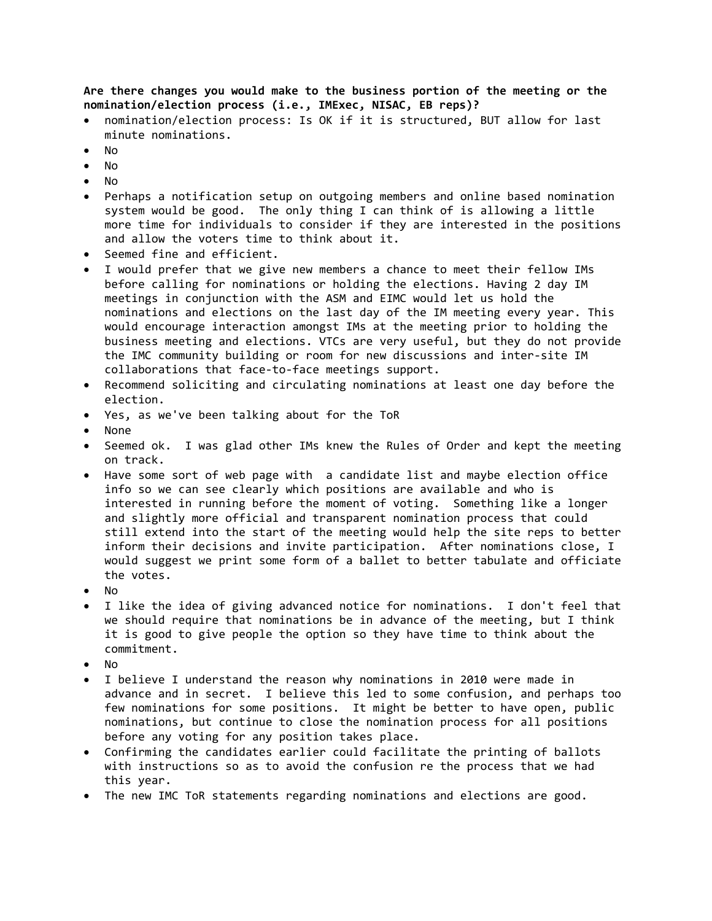**Are there changes you would make to the business portion of the meeting or the nomination/election process (i.e., IMExec, NISAC, EB reps)?**

- nomination/election process: Is OK if it is structured, BUT allow for last minute nominations.
- No
- No
- No
- Perhaps a notification setup on outgoing members and online based nomination system would be good. The only thing I can think of is allowing a little more time for individuals to consider if they are interested in the positions and allow the voters time to think about it.
- Seemed fine and efficient.
- I would prefer that we give new members a chance to meet their fellow IMs before calling for nominations or holding the elections. Having 2 day IM meetings in conjunction with the ASM and EIMC would let us hold the nominations and elections on the last day of the IM meeting every year. This would encourage interaction amongst IMs at the meeting prior to holding the business meeting and elections. VTCs are very useful, but they do not provide the IMC community building or room for new discussions and inter-site IM collaborations that face-to-face meetings support.
- Recommend soliciting and circulating nominations at least one day before the election.
- Yes, as we've been talking about for the ToR
- None
- Seemed ok. I was glad other IMs knew the Rules of Order and kept the meeting on track.
- Have some sort of web page with a candidate list and maybe election office info so we can see clearly which positions are available and who is interested in running before the moment of voting. Something like a longer and slightly more official and transparent nomination process that could still extend into the start of the meeting would help the site reps to better inform their decisions and invite participation. After nominations close, I would suggest we print some form of a ballet to better tabulate and officiate the votes.
- No
- I like the idea of giving advanced notice for nominations. I don't feel that we should require that nominations be in advance of the meeting, but I think it is good to give people the option so they have time to think about the commitment.
- No
- I believe I understand the reason why nominations in 2010 were made in advance and in secret. I believe this led to some confusion, and perhaps too few nominations for some positions. It might be better to have open, public nominations, but continue to close the nomination process for all positions before any voting for any position takes place.
- Confirming the candidates earlier could facilitate the printing of ballots with instructions so as to avoid the confusion re the process that we had this year.
- The new IMC ToR statements regarding nominations and elections are good.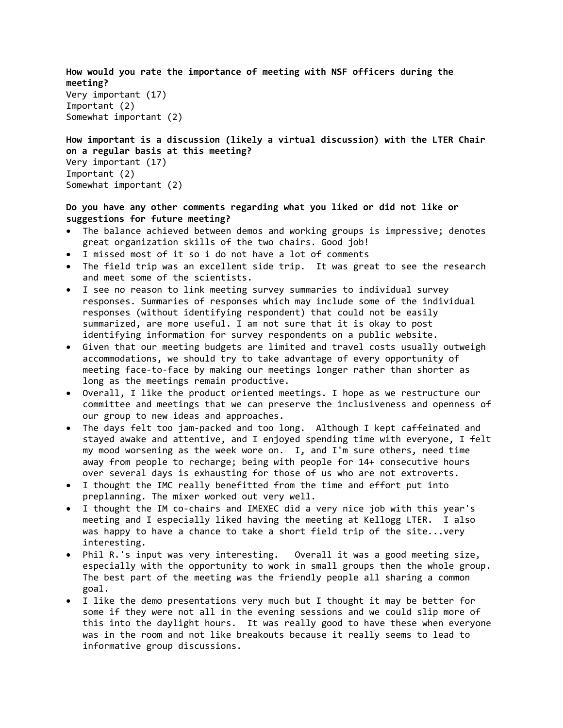**How would you rate the importance of meeting with NSF officers during the meeting?**
Very important (17)
Important (2)
Somewhat important (2)

**How important is a discussion (likely a virtual discussion) with the LTER Chair on a regular basis at this meeting?**
Very important (17)
Important (2)
Somewhat important (2)

**Do you have any other comments regarding what you liked or did not like or suggestions for future meeting?**

- The balance achieved between demos and working groups is impressive; denotes great organization skills of the two chairs. Good job!
- I missed most of it so i do not have a lot of comments
- The field trip was an excellent side trip. It was great to see the research and meet some of the scientists.
- I see no reason to link meeting survey summaries to individual survey responses. Summaries of responses which may include some of the individual responses (without identifying respondent) that could not be easily summarized, are more useful. I am not sure that it is okay to post identifying information for survey respondents on a public website.
- Given that our meeting budgets are limited and travel costs usually outweigh accommodations, we should try to take advantage of every opportunity of meeting face-to-face by making our meetings longer rather than shorter as long as the meetings remain productive.
- Overall, I like the product oriented meetings. I hope as we restructure our committee and meetings that we can preserve the inclusiveness and openness of our group to new ideas and approaches.
- The days felt too jam-packed and too long. Although I kept caffeinated and stayed awake and attentive, and I enjoyed spending time with everyone, I felt my mood worsening as the week wore on. I, and I'm sure others, need time away from people to recharge; being with people for 14+ consecutive hours over several days is exhausting for those of us who are not extroverts.
- I thought the IMC really benefitted from the time and effort put into preplanning. The mixer worked out very well.
- I thought the IM co-chairs and IMEXEC did a very nice job with this year's meeting and I especially liked having the meeting at Kellogg LTER. I also was happy to have a chance to take a short field trip of the site...very interesting.
- Phil R.'s input was very interesting. Overall it was a good meeting size, especially with the opportunity to work in small groups then the whole group. The best part of the meeting was the friendly people all sharing a common goal.
- I like the demo presentations very much but I thought it may be better for some if they were not all in the evening sessions and we could slip more of this into the daylight hours. It was really good to have these when everyone was in the room and not like breakouts because it really seems to lead to informative group discussions.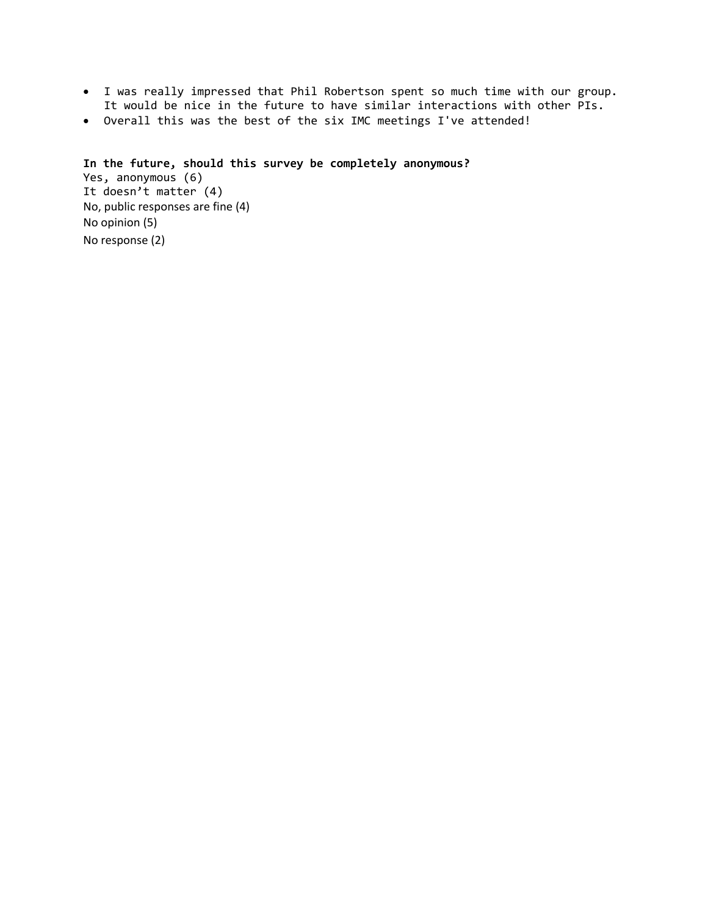- I was really impressed that Phil Robertson spent so much time with our group. It would be nice in the future to have similar interactions with other PIs.
- Overall this was the best of the six IMC meetings I've attended!

**In the future, should this survey be completely anonymous?**

Yes, anonymous (6)  
It doesn't matter (4)  
No, public responses are fine (4)  
No opinion (5)  
No response (2)